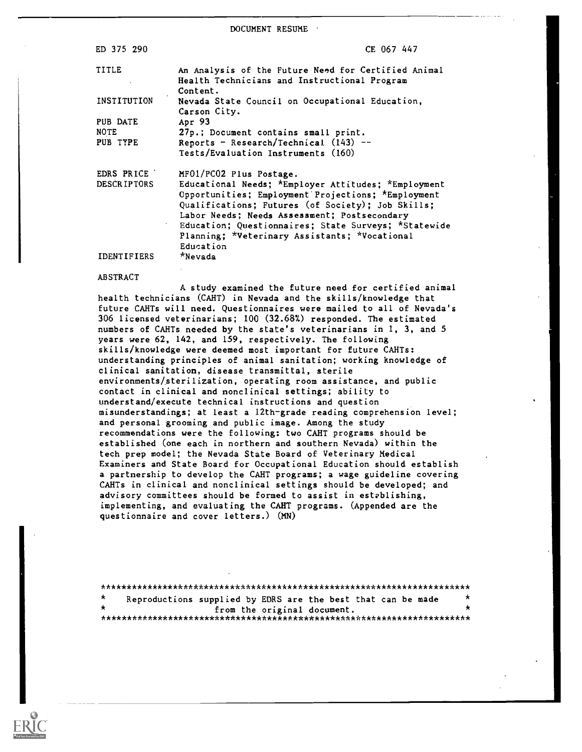DOCUMENT RESUME

| | |
|---|---|
| ED 375 290 | CE 067 447 |
| TITLE | An Analysis of the Future Need for Certified Animal Health Technicians and Instructional Program Content. |
| INSTITUTION | Nevada State Council on Occupational Education, Carson City. |
| PUB DATE | Apr 93 |
| NOTE | 27p.; Document contains small print. |
| PUB TYPE | Reports - Research/Technical (143) -- Tests/Evaluation Instruments (160) |
| EDRS PRICE | MF01/PC02 Plus Postage. |
| DESCRIPTORS | Educational Needs; *Employer Attitudes; *Employment Opportunities; Employment Projections; *Employment Qualifications; Futures (of Society); Job Skills; Labor Needs; Needs Assessment; Postsecondary Education; Questionnaires; State Surveys; *Statewide Planning; *Veterinary Assistants; *Vocational Education |
| IDENTIFIERS | *Nevada |

ABSTRACT

A study examined the future need for certified animal health technicians (CAHT) in Nevada and the skills/knowledge that future CAHTs will need. Questionnaires were mailed to all of Nevada's 306 licensed veterinarians; 100 (32.68%) responded. The estimated numbers of CAHTs needed by the state's veterinarians in 1, 3, and 5 years were 62, 142, and 159, respectively. The following skills/knowledge were deemed most important for future CAHTs: understanding principles of animal sanitation; working knowledge of clinical sanitation, disease transmittal, sterile environments/sterilization, operating room assistance, and public contact in clinical and nonclinical settings; ability to understand/execute technical instructions and question misunderstandings; at least a 12th-grade reading comprehension level; and personal grooming and public image. Among the study recommendations were the following: two CAHT programs should be established (one each in northern and southern Nevada) within the tech prep model; the Nevada State Board of Veterinary Medical Examiners and State Board for Occupational Education should establish a partnership to develop the CAHT programs; a wage guideline covering CAHTs in clinical and nonclinical settings should be developed; and advisory committees should be formed to assist in establishing, implementing, and evaluating the CAHT programs. (Appended are the questionnaire and cover letters.) (MN)

***********************************************************************
* Reproductions supplied by EDRS are the best that can be made *
* from the original document. *
***********************************************************************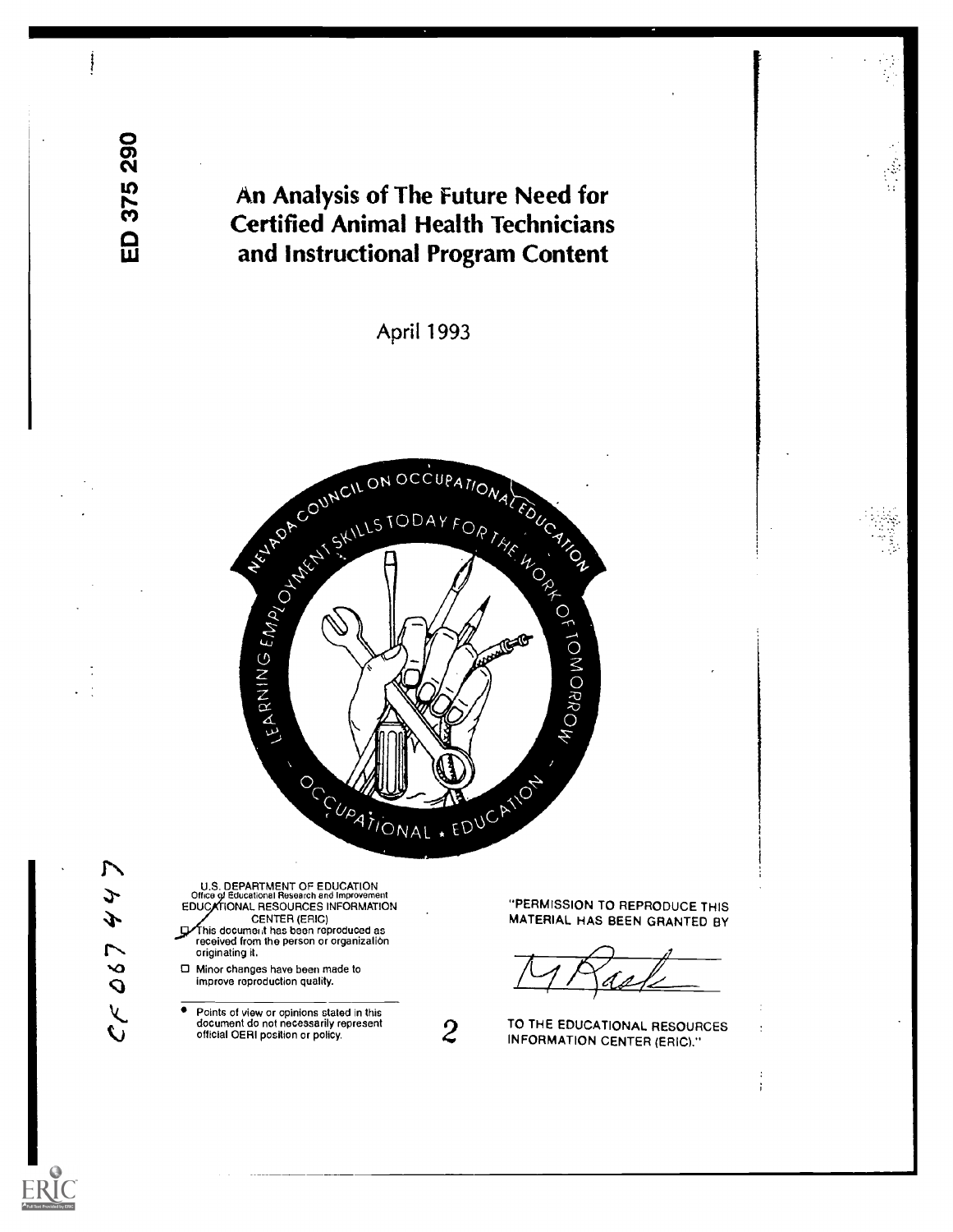ED 375 290

# An Analysis of The Future Need for Certified Animal Health Technicians and Instructional Program Content

April 1993

NEVADA COUNCIL ON OCCUPATIONAL EDUCATION

LEARNING EMPLOYMENT SKILLS TODAY FOR THE WORK OF TOMORROW

OCCUPATIONAL • EDUCATION

CE 067 447

U.S. DEPARTMENT OF EDUCATION
Office of Educational Research and Improvement
EDUCATIONAL RESOURCES INFORMATION CENTER (ERIC)

- This document has been reproduced as received from the person or organization originating it.
- Minor changes have been made to improve reproduction quality.

- Points of view or opinions stated in this document do not necessarily represent official OERI position or policy.

"PERMISSION TO REPRODUCE THIS MATERIAL HAS BEEN GRANTED BY

M Rask

TO THE EDUCATIONAL RESOURCES INFORMATION CENTER (ERIC)."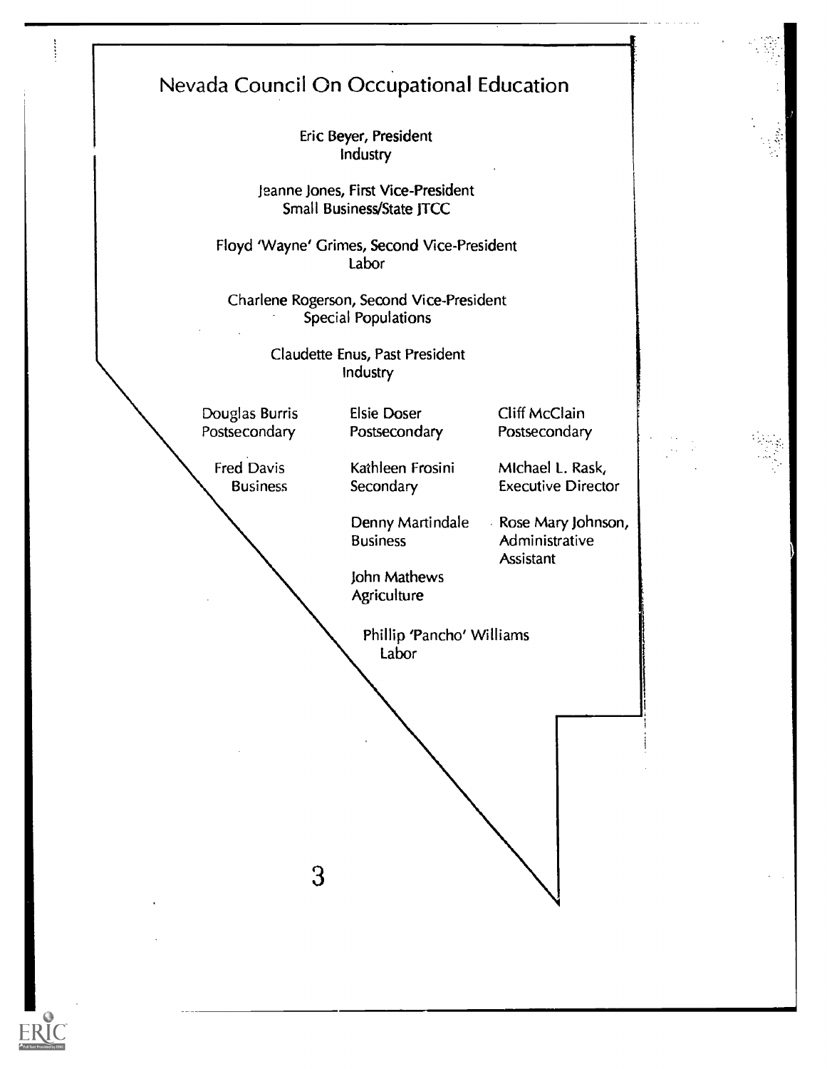# Nevada Council On Occupational Education

Eric Beyer, President
Industry

Jeanne Jones, First Vice-President
Small Business/State JTCC

Floyd 'Wayne' Grimes, Second Vice-President
Labor

Charlene Rogerson, Second Vice-President
Special Populations

Claudette Enus, Past President
Industry

Douglas Burris
Postsecondary

Fred Davis
Business

Elsie Doser
Postsecondary

Kathleen Frosini
Secondary

Denny Martindale
Business

John Mathews
Agriculture

Cliff McClain
Postsecondary

Michael L. Rask,
Executive Director

Rose Mary Johnson,
Administrative Assistant

Phillip 'Pancho' Williams
Labor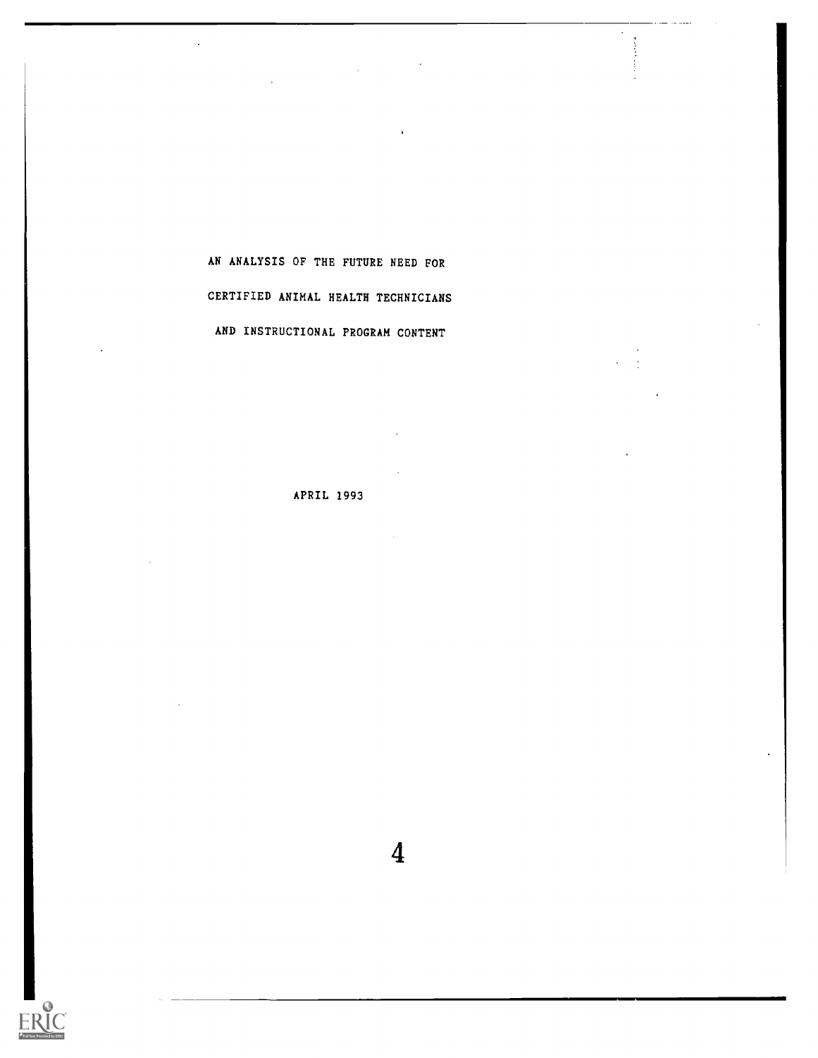# AN ANALYSIS OF THE FUTURE NEED FOR CERTIFIED ANIMAL HEALTH TECHNICIANS AND INSTRUCTIONAL PROGRAM CONTENT

APRIL 1993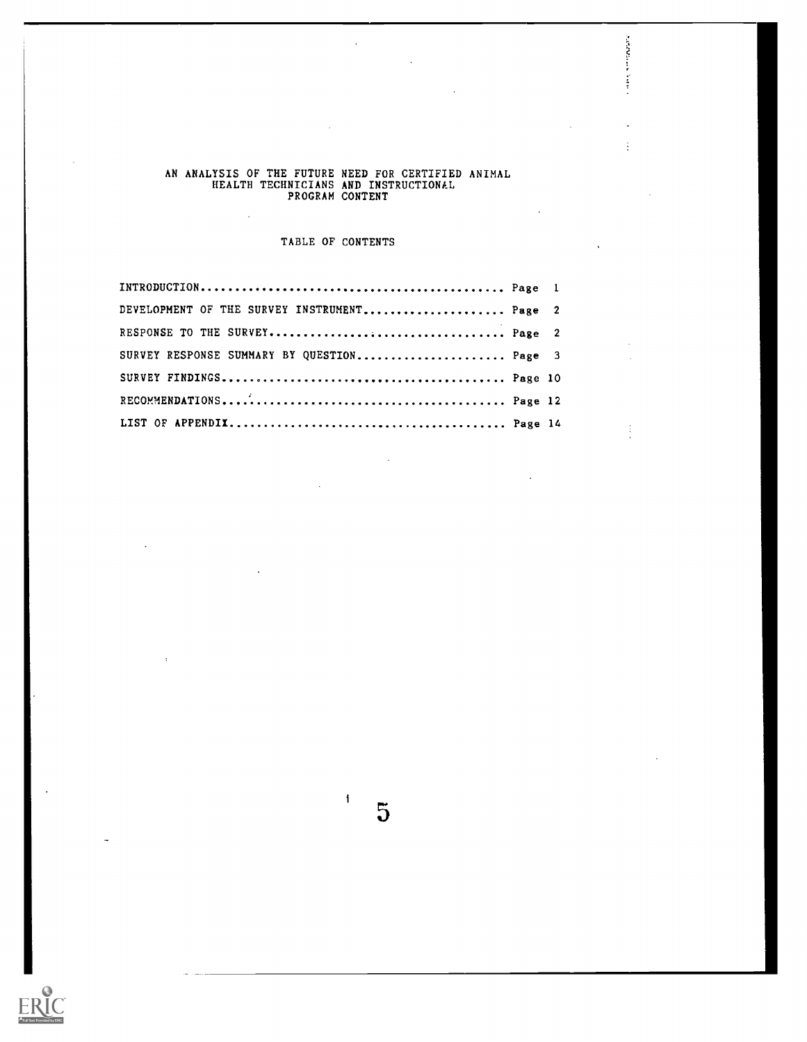# AN ANALYSIS OF THE FUTURE NEED FOR CERTIFIED ANIMAL HEALTH TECHNICIANS AND INSTRUCTIONAL PROGRAM CONTENT

## TABLE OF CONTENTS

INTRODUCTION.............................................. Page 1

DEVELOPMENT OF THE SURVEY INSTRUMENT..................... Page 2

RESPONSE TO THE SURVEY................................... Page 2

SURVEY RESPONSE SUMMARY BY QUESTION...................... Page 3

SURVEY FINDINGS.......................................... Page 10

RECOMMENDATIONS.......................................... Page 12

LIST OF APPENDIX......................................... Page 14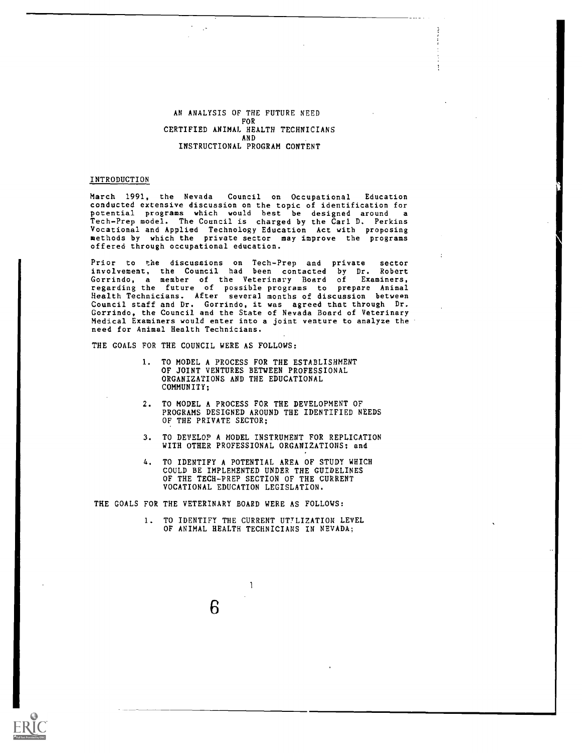# AN ANALYSIS OF THE FUTURE NEED FOR CERTIFIED ANIMAL HEALTH TECHNICIANS AND INSTRUCTIONAL PROGRAM CONTENT

## INTRODUCTION

March 1991, the Nevada Council on Occupational Education conducted extensive discussion on the topic of identification for potential programs which would best be designed around a Tech-Prep model. The Council is charged by the Carl D. Perkins Vocational and Applied Technology Education Act with proposing methods by which the private sector may improve the programs offered through occupational education.

Prior to the discussions on Tech-Prep and private sector involvement, the Council had been contacted by Dr. Robert Gorrindo, a member of the Veterinary Board of Examiners, regarding the future of possible programs to prepare Animal Health Technicians. After several months of discussion between Council staff and Dr. Gorrindo, it was agreed that through Dr. Gorrindo, the Council and the State of Nevada Board of Veterinary Medical Examiners would enter into a joint venture to analyze the need for Animal Health Technicians.

THE GOALS FOR THE COUNCIL WERE AS FOLLOWS:

1. TO MODEL A PROCESS FOR THE ESTABLISHMENT OF JOINT VENTURES BETWEEN PROFESSIONAL ORGANIZATIONS AND THE EDUCATIONAL COMMUNITY;
2. TO MODEL A PROCESS FOR THE DEVELOPMENT OF PROGRAMS DESIGNED AROUND THE IDENTIFIED NEEDS OF THE PRIVATE SECTOR;
3. TO DEVELOP A MODEL INSTRUMENT FOR REPLICATION WITH OTHER PROFESSIONAL ORGANIZATIONS; and
4. TO IDENTIFY A POTENTIAL AREA OF STUDY WHICH COULD BE IMPLEMENTED UNDER THE GUIDELINES OF THE TECH-PREP SECTION OF THE CURRENT VOCATIONAL EDUCATION LEGISLATION.

THE GOALS FOR THE VETERINARY BOARD WERE AS FOLLOWS:

1. TO IDENTIFY THE CURRENT UTILIZATION LEVEL OF ANIMAL HEALTH TECHNICIANS IN NEVADA;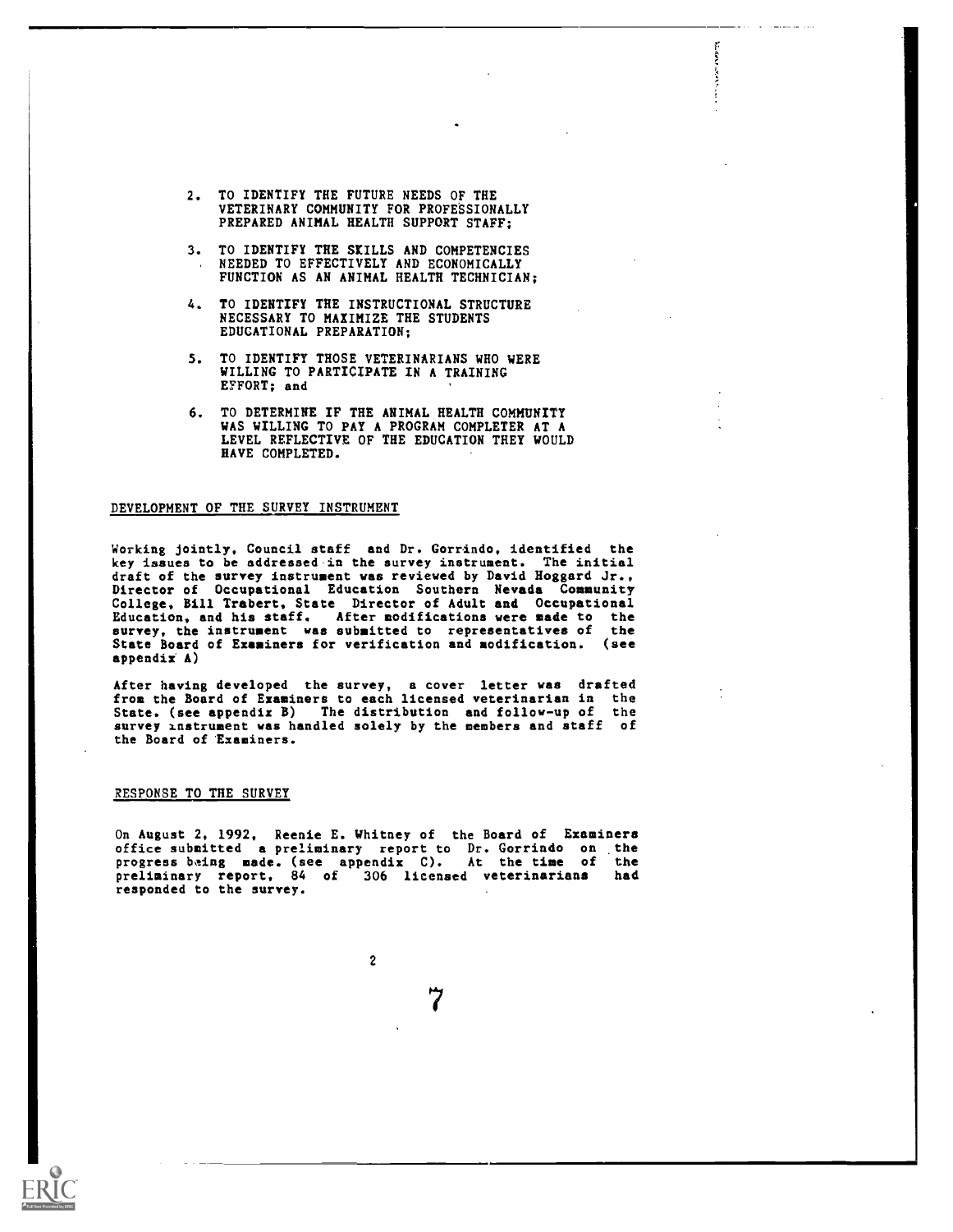2. TO IDENTIFY THE FUTURE NEEDS OF THE VETERINARY COMMUNITY FOR PROFESSIONALLY PREPARED ANIMAL HEALTH SUPPORT STAFF;

3. TO IDENTIFY THE SKILLS AND COMPETENCIES NEEDED TO EFFECTIVELY AND ECONOMICALLY FUNCTION AS AN ANIMAL HEALTH TECHNICIAN;

4. TO IDENTIFY THE INSTRUCTIONAL STRUCTURE NECESSARY TO MAXIMIZE THE STUDENTS EDUCATIONAL PREPARATION;

5. TO IDENTIFY THOSE VETERINARIANS WHO WERE WILLING TO PARTICIPATE IN A TRAINING EFFORT; and

6. TO DETERMINE IF THE ANIMAL HEALTH COMMUNITY WAS WILLING TO PAY A PROGRAM COMPLETER AT A LEVEL REFLECTIVE OF THE EDUCATION THEY WOULD HAVE COMPLETED.

## DEVELOPMENT OF THE SURVEY INSTRUMENT

Working jointly, Council staff and Dr. Gorrindo, identified the key issues to be addressed in the survey instrument. The initial draft of the survey instrument was reviewed by David Hoggard Jr., Director of Occupational Education Southern Nevada Community College, Bill Trabert, State Director of Adult and Occupational Education, and his staff. After modifications were made to the survey, the instrument was submitted to representatives of the State Board of Examiners for verification and modification. (see appendix A)

After having developed the survey, a cover letter was drafted from the Board of Examiners to each licensed veterinarian in the State. (see appendix B) The distribution and follow-up of the survey instrument was handled solely by the members and staff of the Board of Examiners.

## RESPONSE TO THE SURVEY

On August 2, 1992, Reenie E. Whitney of the Board of Examiners office submitted a preliminary report to Dr. Gorrindo on the progress being made. (see appendix C). At the time of the preliminary report, 84 of 306 licensed veterinarians had responded to the survey.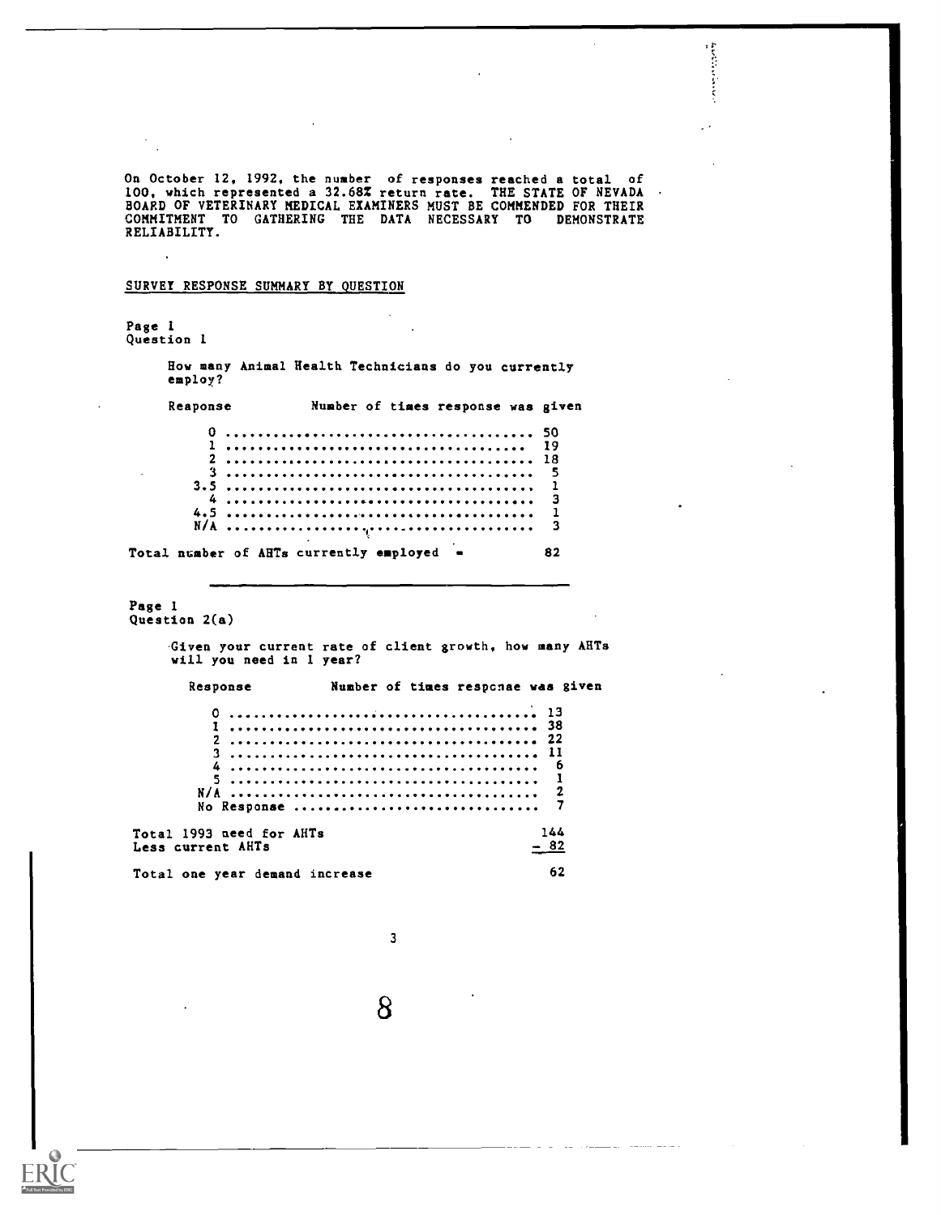On October 12, 1992, the number of responses reached a total of 100, which represented a 32.68% return rate. THE STATE OF NEVADA BOARD OF VETERINARY MEDICAL EXAMINERS MUST BE COMMENDED FOR THEIR COMMITMENT TO GATHERING THE DATA NECESSARY TO DEMONSTRATE RELIABILITY.

SURVEY RESPONSE SUMMARY BY QUESTION

Page 1
Question 1

How many Animal Health Technicians do you currently employ?

| Response | Number of times response was given |
|---|---|
| 0 | 50 |
| 1 | 19 |
| 2 | 18 |
| 3 | 5 |
| 3.5 | 1 |
| 4 | 3 |
| 4.5 | 1 |
| N/A | 3 |

Total number of AHTs currently employed = 82

Page 1
Question 2(a)

Given your current rate of client growth, how many AHTs will you need in 1 year?

| Response | Number of times response was given |
|---|---|
| 0 | 13 |
| 1 | 38 |
| 2 | 22 |
| 3 | 11 |
| 4 | 6 |
| 5 | 1 |
| N/A | 2 |
| No Response | 7 |

| | |
|---|---|
| Total 1993 need for AHTs | 144 |
| Less current AHTs | − 82 |
| Total one year demand increase | 62 |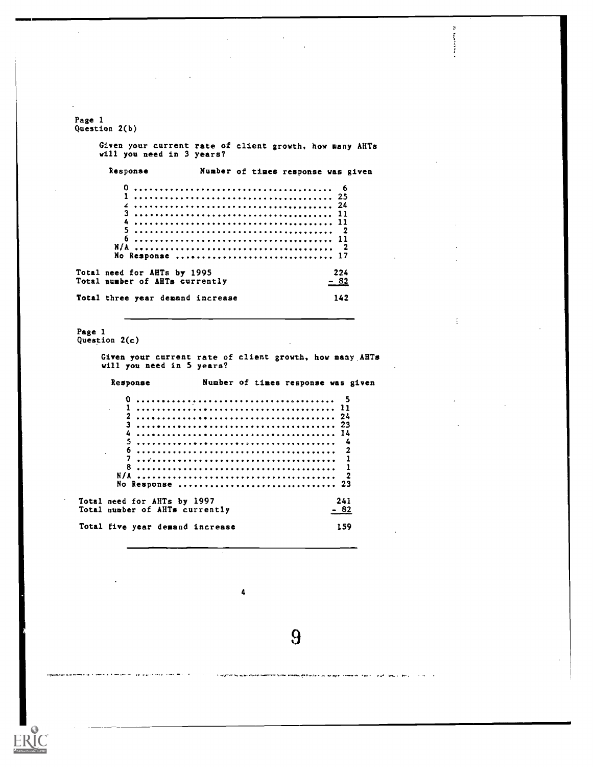Page 1
Question 2(b)

Given your current rate of client growth, how many AHTs will you need in 3 years?

| Response | Number of times response was given |
|---|---|
| 0 | 6 |
| 1 | 25 |
| 2 | 24 |
| 3 | 11 |
| 4 | 11 |
| 5 | 2 |
| 6 | 11 |
| N/A | 2 |
| No Response | 17 |

| | |
|---|---|
| Total need for AHTs by 1995 | 224 |
| Total number of AHTs currently | - 82 |
| Total three year demand increase | 142 |

Page 1
Question 2(c)

Given your current rate of client growth, how many AHTs will you need in 5 years?

| Response | Number of times response was given |
|---|---|
| 0 | 5 |
| 1 | 11 |
| 2 | 24 |
| 3 | 23 |
| 4 | 14 |
| 5 | 4 |
| 6 | 2 |
| 7 | 1 |
| 8 | 1 |
| N/A | 2 |
| No Response | 23 |

| | |
|---|---|
| Total need for AHTs by 1997 | 241 |
| Total number of AHTs currently | - 82 |
| Total five year demand increase | 159 |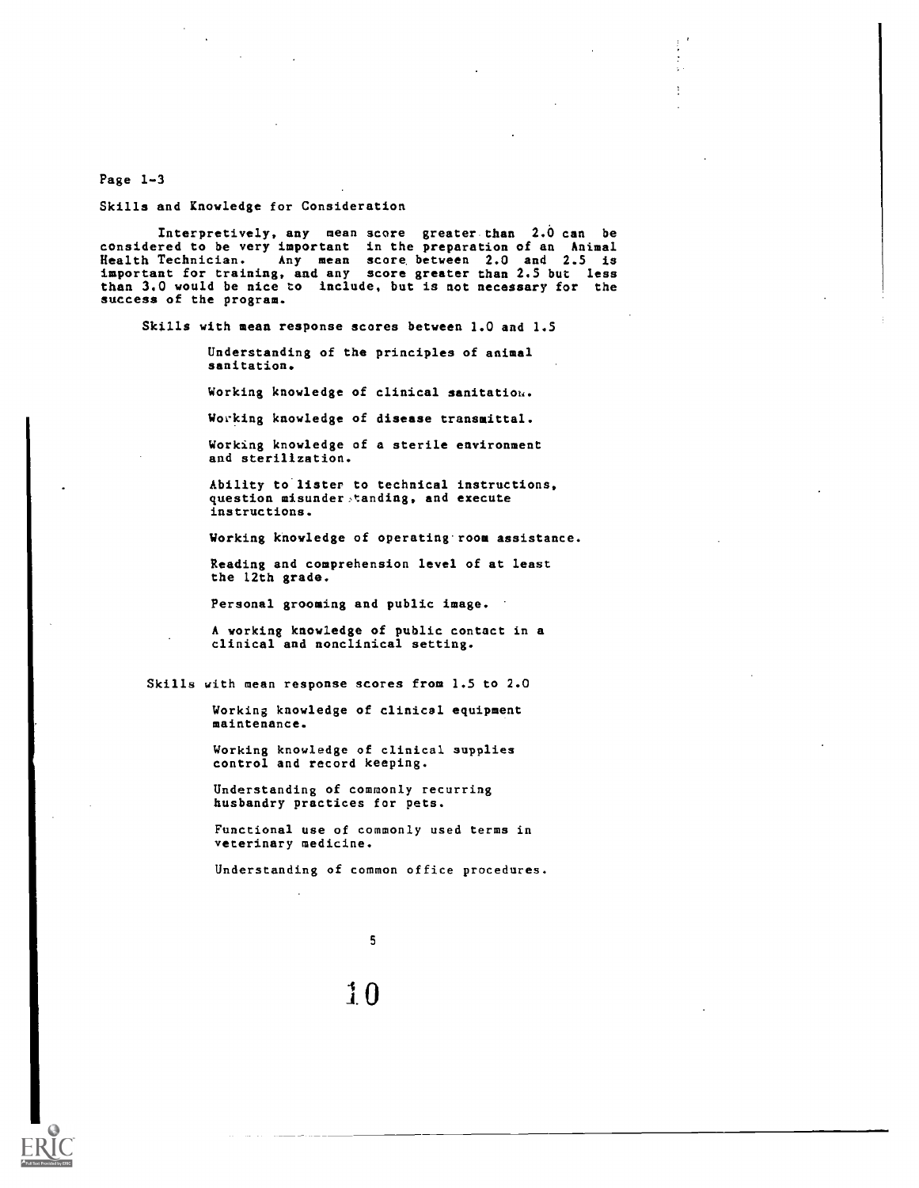Page 1-3

Skills and Knowledge for Consideration

Interpretively, any mean score greater than 2.0 can be considered to be very important in the preparation of an Animal Health Technician. Any mean score between 2.0 and 2.5 is important for training, and any score greater than 2.5 but less than 3.0 would be nice to include, but is not necessary for the success of the program.

Skills with mean response scores between 1.0 and 1.5

- Understanding of the principles of animal sanitation.
- Working knowledge of clinical sanitation.
- Working knowledge of disease transmittal.
- Working knowledge of a sterile environment and sterilization.
- Ability to lister to technical instructions, question misunderstanding, and execute instructions.
- Working knowledge of operating room assistance.
- Reading and comprehension level of at least the 12th grade.
- Personal grooming and public image.
- A working knowledge of public contact in a clinical and nonclinical setting.

Skills with mean response scores from 1.5 to 2.0

- Working knowledge of clinical equipment maintenance.
- Working knowledge of clinical supplies control and record keeping.
- Understanding of commonly recurring husbandry practices for pets.
- Functional use of commonly used terms in veterinary medicine.
- Understanding of common office procedures.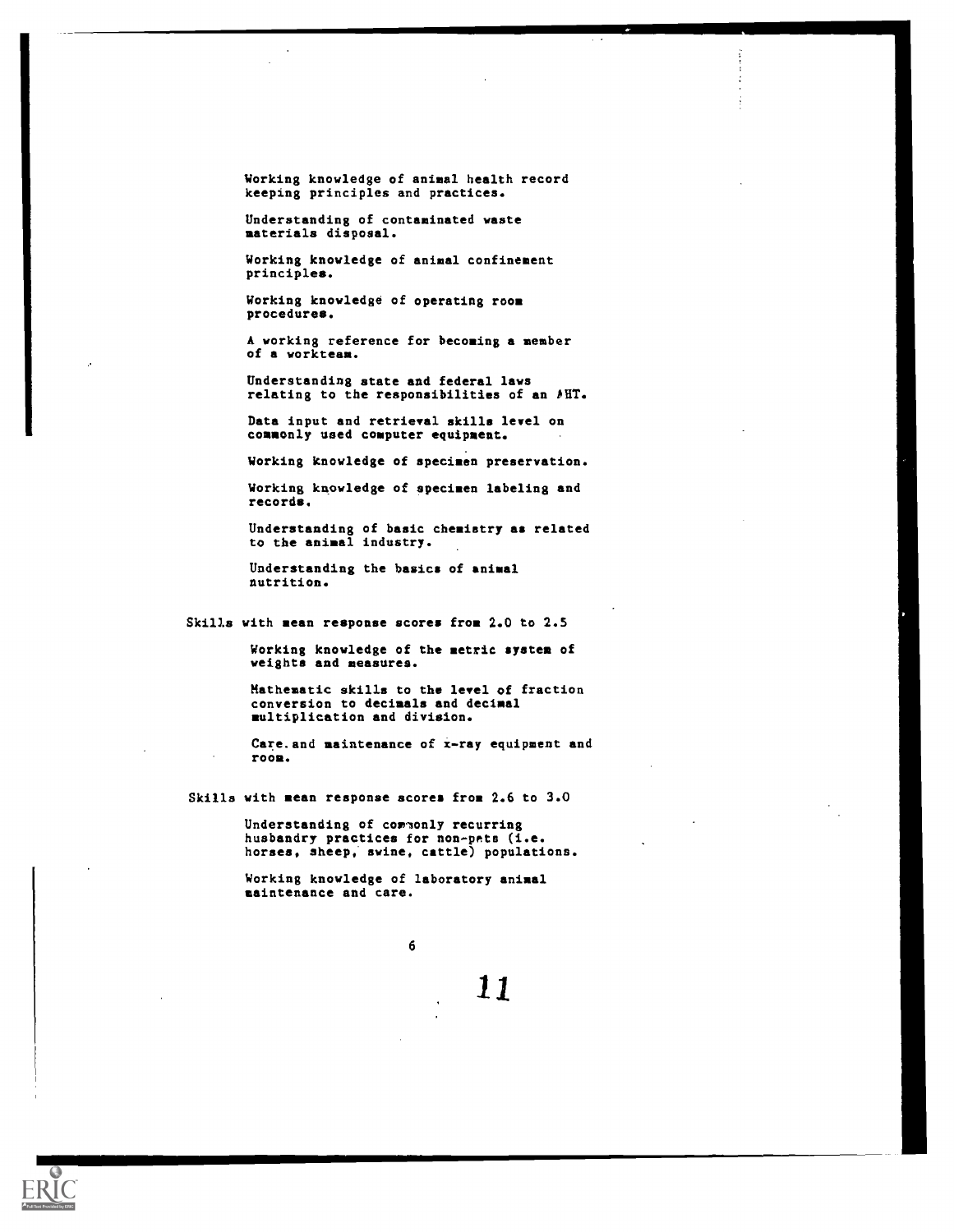Working knowledge of animal health record keeping principles and practices.

Understanding of contaminated waste materials disposal.

Working knowledge of animal confinement principles.

Working knowledge of operating room procedures.

A working reference for becoming a member of a workteam.

Understanding state and federal laws relating to the responsibilities of an AHT.

Data input and retrieval skills level on commonly used computer equipment.

Working knowledge of specimen preservation.

Working knowledge of specimen labeling and records.

Understanding of basic chemistry as related to the animal industry.

Understanding the basics of animal nutrition.

Skills with mean response scores from 2.0 to 2.5

Working knowledge of the metric system of weights and measures.

Mathematic skills to the level of fraction conversion to decimals and decimal multiplication and division.

Care and maintenance of x-ray equipment and room.

Skills with mean response scores from 2.6 to 3.0

Understanding of commonly recurring husbandry practices for non-pets (i.e. horses, sheep, swine, cattle) populations.

Working knowledge of laboratory animal maintenance and care.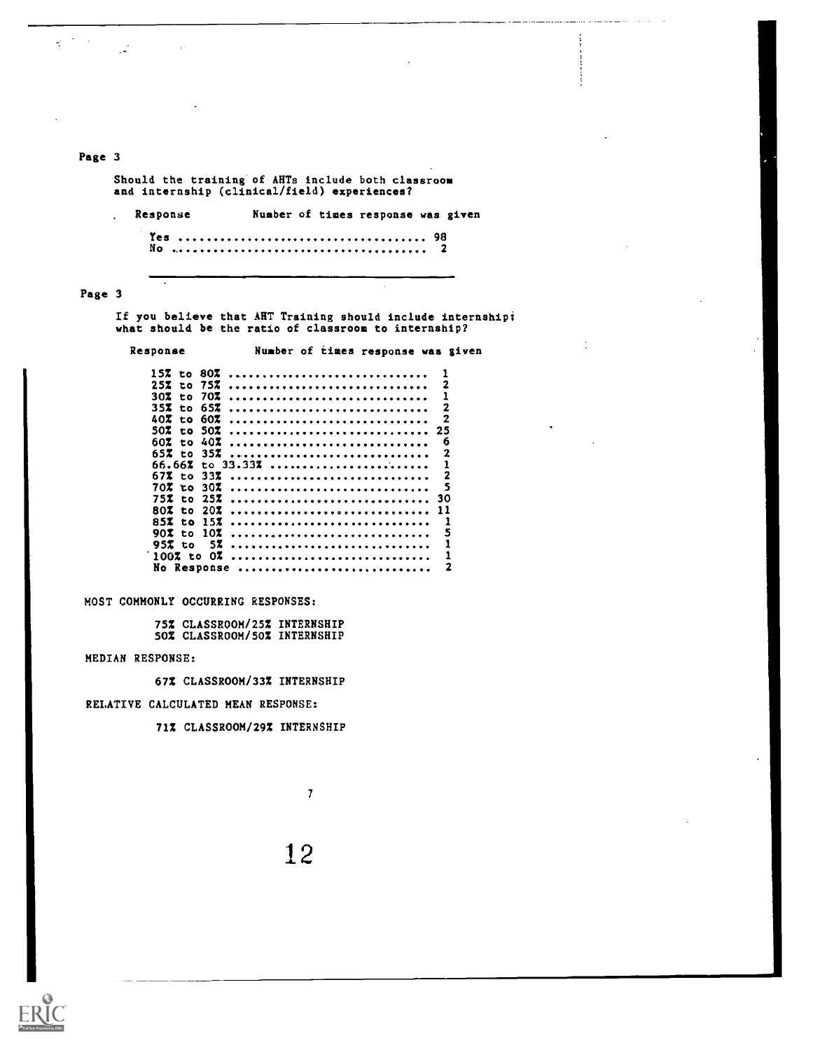Page 3

Should the training of AHTs include both classroom and internship (clinical/field) experiences?

| Response | Number of times response was given |
|---|---|
| Yes | 98 |
| No | 2 |

Page 3

If you believe that AHT Training should include internship; what should be the ratio of classroom to internship?

| Response | Number of times response was given |
|---|---|
| 15% to 80% | 1 |
| 25% to 75% | 2 |
| 30% to 70% | 1 |
| 35% to 65% | 2 |
| 40% to 60% | 2 |
| 50% to 50% | 25 |
| 60% to 40% | 6 |
| 65% to 35% | 2 |
| 66.66% to 33.33% | 1 |
| 67% to 33% | 2 |
| 70% to 30% | 5 |
| 75% to 25% | 30 |
| 80% to 20% | 11 |
| 85% to 15% | 1 |
| 90% to 10% | 5 |
| 95% to 5% | 1 |
| 100% to 0% | 1 |
| No Response | 2 |

MOST COMMONLY OCCURRING RESPONSES:

75% CLASSROOM/25% INTERNSHIP
50% CLASSROOM/50% INTERNSHIP

MEDIAN RESPONSE:

67% CLASSROOM/33% INTERNSHIP

RELATIVE CALCULATED MEAN RESPONSE:

71% CLASSROOM/29% INTERNSHIP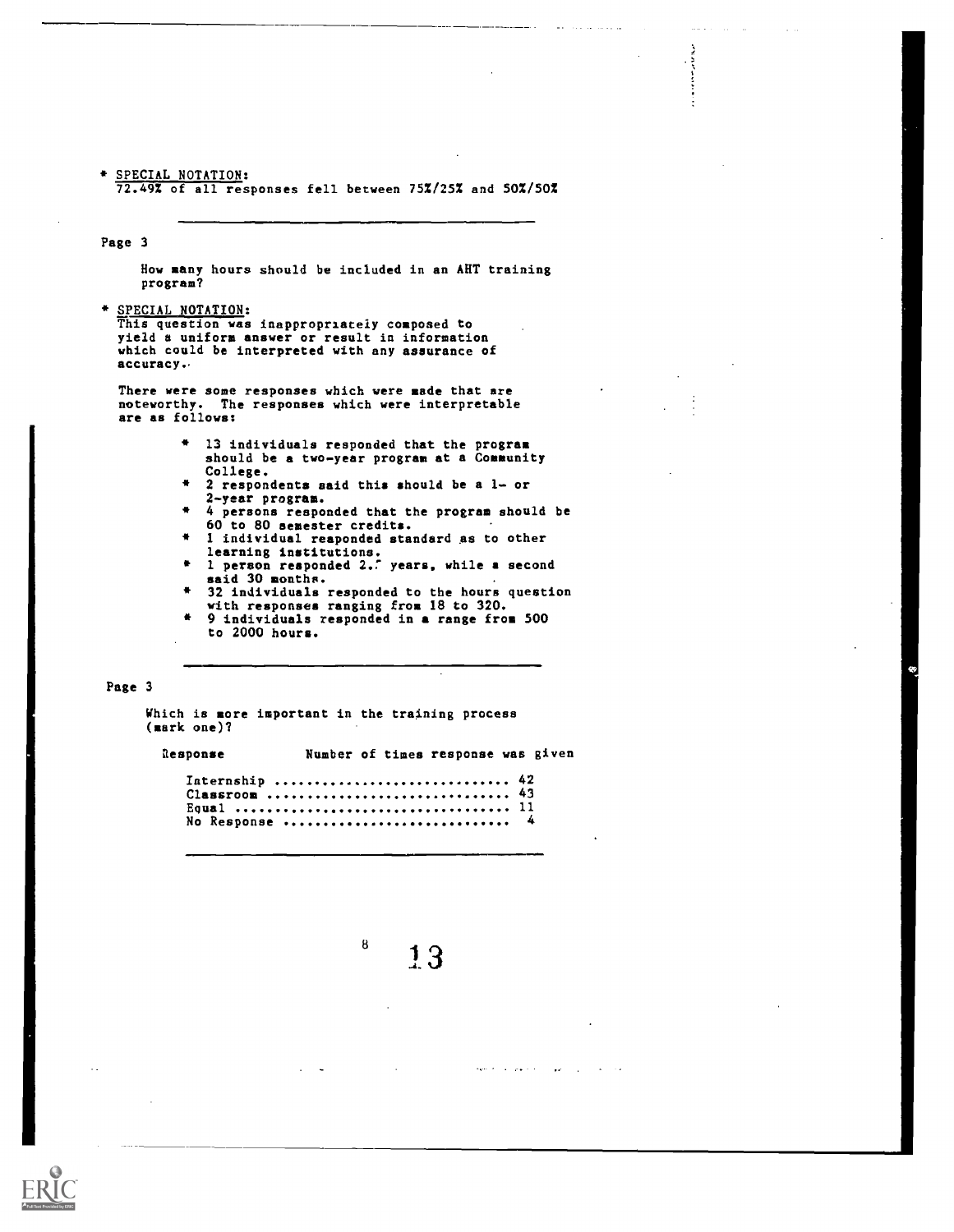* SPECIAL NOTATION:
72.49% of all responses fell between 75%/25% and 50%/50%

---

Page 3

How many hours should be included in an AHT training program?

* SPECIAL NOTATION:
This question was inappropriately composed to yield a uniform answer or result in information which could be interpreted with any assurance of accuracy.

There were some responses which were made that are noteworthy. The responses which were interpretable are as follows:

* 13 individuals responded that the program should be a two-year program at a Community College.
* 2 respondents said this should be a 1- or 2-year program.
* 4 persons responded that the program should be 60 to 80 semester credits.
* 1 individual responded standard as to other learning institutions.
* 1 person responded 2.5 years, while a second said 30 months.
* 32 individuals responded to the hours question with responses ranging from 18 to 320.
* 9 individuals responded in a range from 500 to 2000 hours.

---

Page 3

Which is more important in the training process (mark one)?

| Response | Number of times response was given |
|---|---|
| Internship | 42 |
| Classroom | 43 |
| Equal | 11 |
| No Response | 4 |

---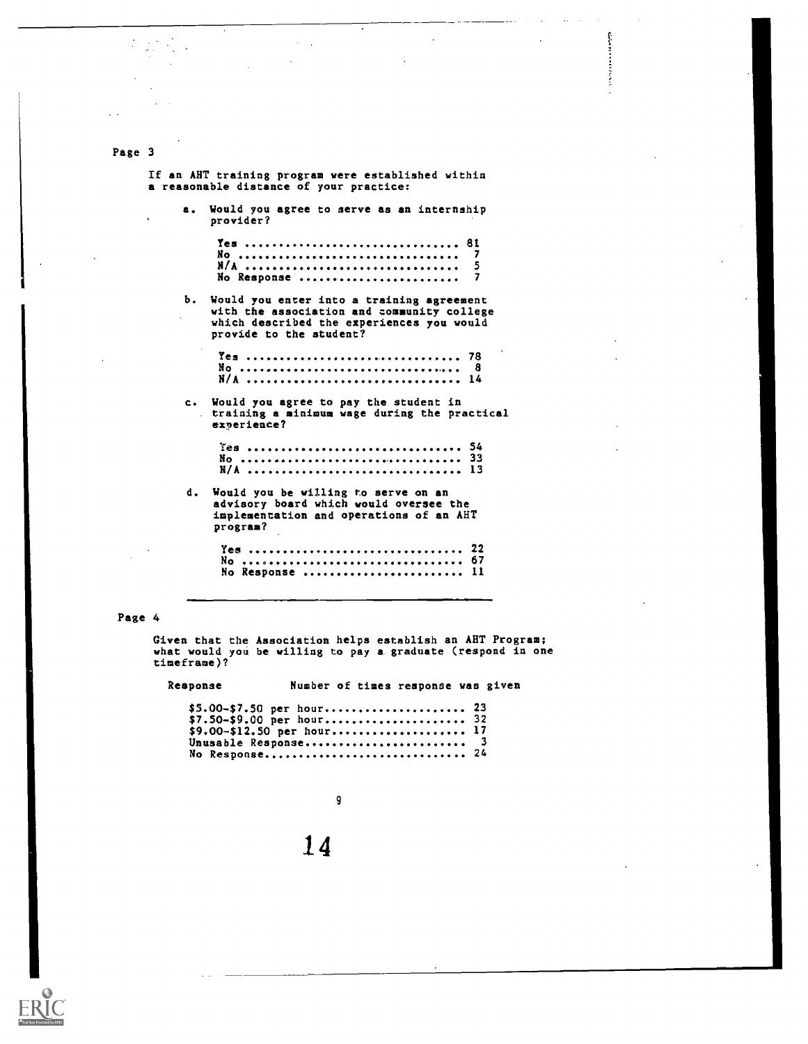Page 3

If an AHT training program were established within a reasonable distance of your practice:

a. Would you agree to serve as an internship provider?

| | |
|---|---|
| Yes | 81 |
| No | 7 |
| N/A | 5 |
| No Response | 7 |

b. Would you enter into a training agreement with the association and community college which described the experiences you would provide to the student?

| | |
|---|---|
| Yes | 78 |
| No | 8 |
| N/A | 14 |

c. Would you agree to pay the student in training a minimum wage during the practical experience?

| | |
|---|---|
| Yes | 54 |
| No | 33 |
| N/A | 13 |

d. Would you be willing to serve on an advisory board which would oversee the implementation and operations of an AHT program?

| | |
|---|---|
| Yes | 22 |
| No | 67 |
| No Response | 11 |

Page 4

Given that the Association helps establish an AHT Program; what would you be willing to pay a graduate (respond in one timeframe)?

| Response | Number of times response was given |
|---|---|
| $5.00-$7.50 per hour | 23 |
| $7.50-$9.00 per hour | 32 |
| $9.00-$12.50 per hour | 17 |
| Unusable Response | 3 |
| No Response | 24 |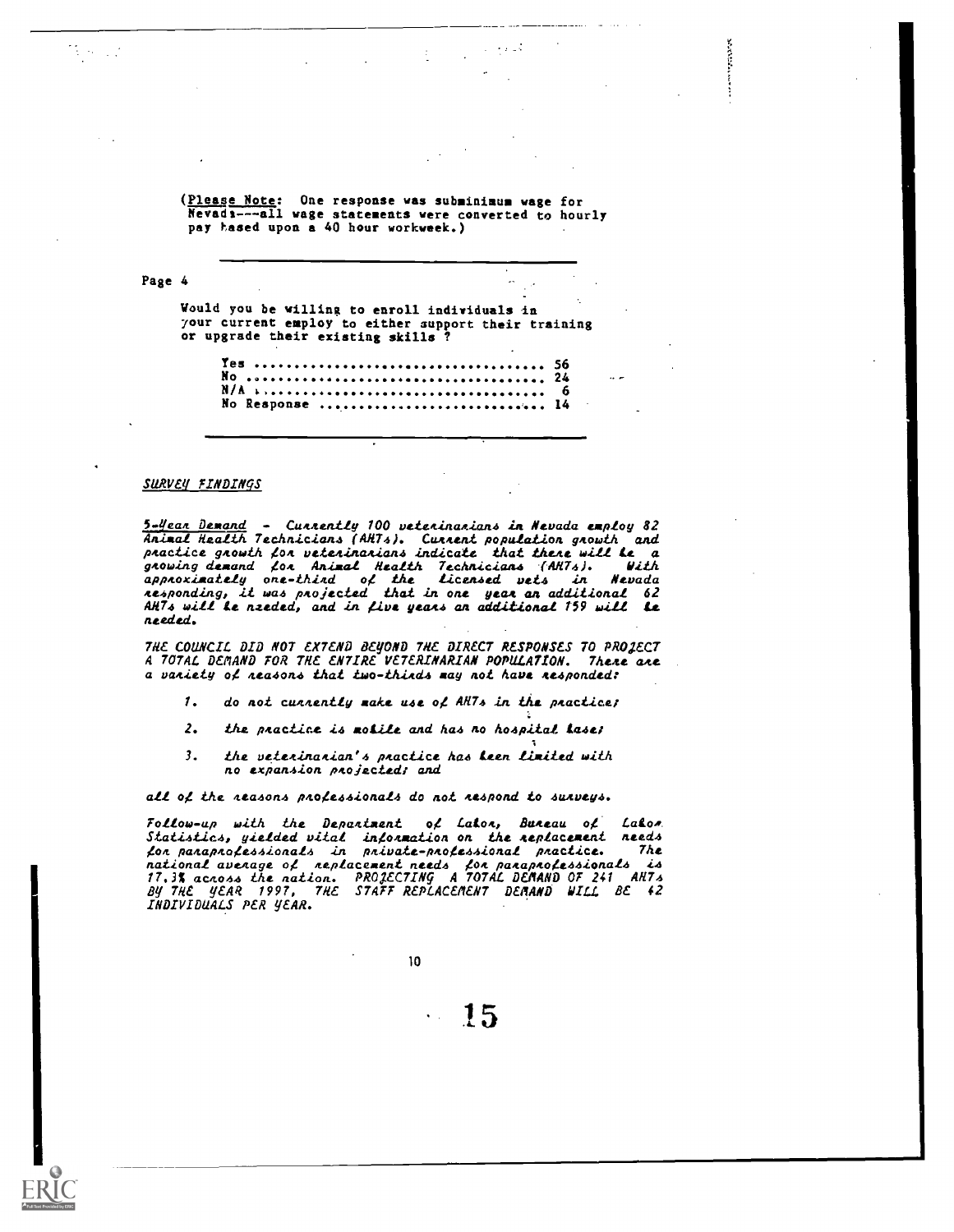(<u>Please Note</u>: One response was subminimum wage for Nevada---all wage statements were converted to hourly pay based upon a 40 hour workweek.)

---

Page 4

Would you be willing to enroll individuals in your current employ to either support their training or upgrade their existing skills ?

| | |
|---|---|
| Yes | 56 |
| No | 24 |
| N/A | 6 |
| No Response | 14 |

---

## *SURVEY FINDINGS*

*<u>5-Year Demand</u> - Currently 100 veterinarians in Nevada employ 82 Animal Health Technicians (AHTs). Current population growth and practice growth for veterinarians indicate that there will be a growing demand for Animal Health Technicians (AHTs). With approximately one-third of the licensed vets in Nevada responding, it was projected that in one year an additional 62 AHTs will be needed, and in five years an additional 159 will be needed.*

*THE COUNCIL DID NOT EXTEND BEYOND THE DIRECT RESPONSES TO PROJECT A TOTAL DEMAND FOR THE ENTIRE VETERINARIAN POPULATION. There are a variety of reasons that two-thirds may not have responded:*

1. *do not currently make use of AHTs in the practice;*
2. *the practice is mobile and has no hospital base;*
3. *the veterinarian's practice has been limited with no expansion projected; and*

*all of the reasons professionals do not respond to surveys.*

*Follow-up with the Department of Labor, Bureau of Labor Statistics, yielded vital information on the replacement needs for paraprofessionals in private-professional practice. The national average of replacement needs for paraprofessionals is 17.3% across the nation. PROJECTING A TOTAL DEMAND OF 241 AHTs BY THE YEAR 1997, THE STAFF REPLACEMENT DEMAND WILL BE 42 INDIVIDUALS PER YEAR.*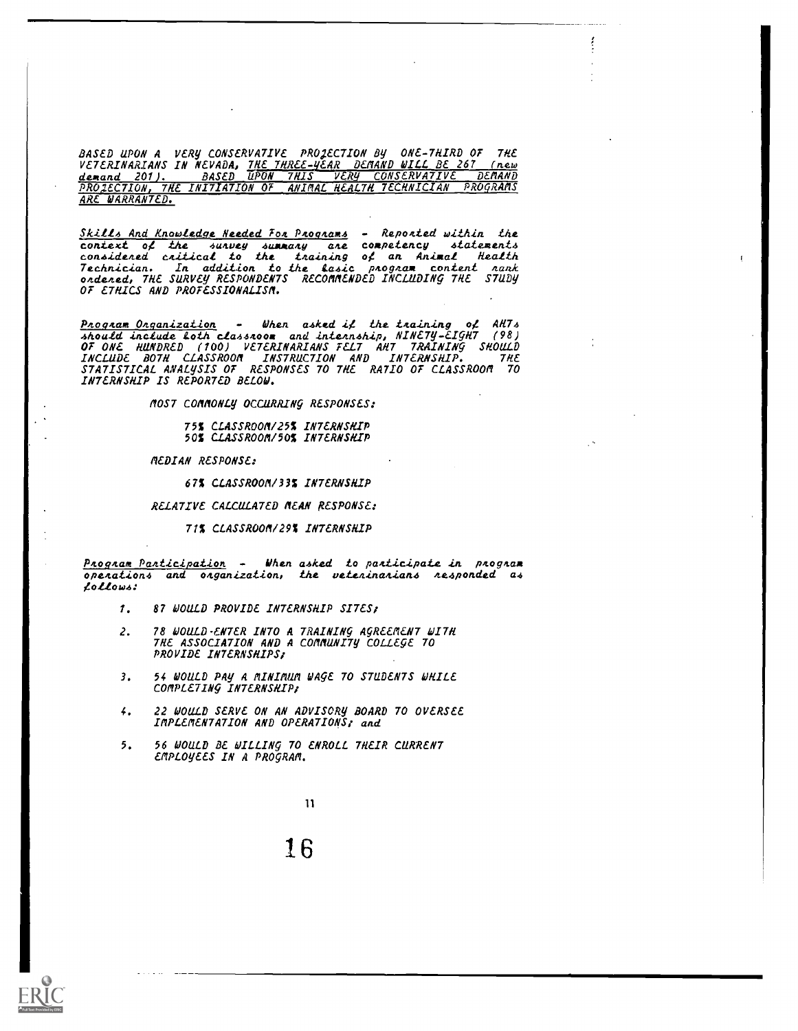BASED UPON A VERY CONSERVATIVE PROJECTION BY ONE-THIRD OF THE VETERINARIANS IN NEVADA, THE THREE-YEAR DEMAND WILL BE 267 (new demand 201). BASED UPON THIS VERY CONSERVATIVE DEMAND PROJECTION, THE INITIATION OF ANIMAL HEALTH TECHNICIAN PROGRAMS ARE WARRANTED.

*Skills And Knowledge Needed For Programs* - *Reported within the context of the survey summary are competency statements considered critical to the training of an Animal Health Technician. In addition to the basic program content rank ordered,* THE SURVEY RESPONDENTS RECOMMENDED INCLUDING THE STUDY OF ETHICS AND PROFESSIONALISM.

*Program Organization* - *When asked if the training of AHTs should include both classroom and internship,* NINETY-EIGHT (98) OF ONE HUNDRED (100) VETERINARIANS FELT AHT TRAINING SHOULD INCLUDE BOTH CLASSROOM INSTRUCTION AND INTERNSHIP. THE STATISTICAL ANALYSIS OF RESPONSES TO THE RATIO OF CLASSROOM TO INTERNSHIP IS REPORTED BELOW.

MOST COMMONLY OCCURRING RESPONSES:

75% CLASSROOM/25% INTERNSHIP
50% CLASSROOM/50% INTERNSHIP

MEDIAN RESPONSE:

67% CLASSROOM/33% INTERNSHIP

RELATIVE CALCULATED MEAN RESPONSE:

71% CLASSROOM/29% INTERNSHIP

*Program Participation* - *When asked to participate in program operations and organization, the veterinarians responded as follows:*

1. 87 WOULD PROVIDE INTERNSHIP SITES;
2. 78 WOULD ENTER INTO A TRAINING AGREEMENT WITH THE ASSOCIATION AND A COMMUNITY COLLEGE TO PROVIDE INTERNSHIPS;
3. 54 WOULD PAY A MINIMUM WAGE TO STUDENTS WHILE COMPLETING INTERNSHIP;
4. 22 WOULD SERVE ON AN ADVISORY BOARD TO OVERSEE IMPLEMENTATION AND OPERATIONS; and
5. 56 WOULD BE WILLING TO ENROLL THEIR CURRENT EMPLOYEES IN A PROGRAM.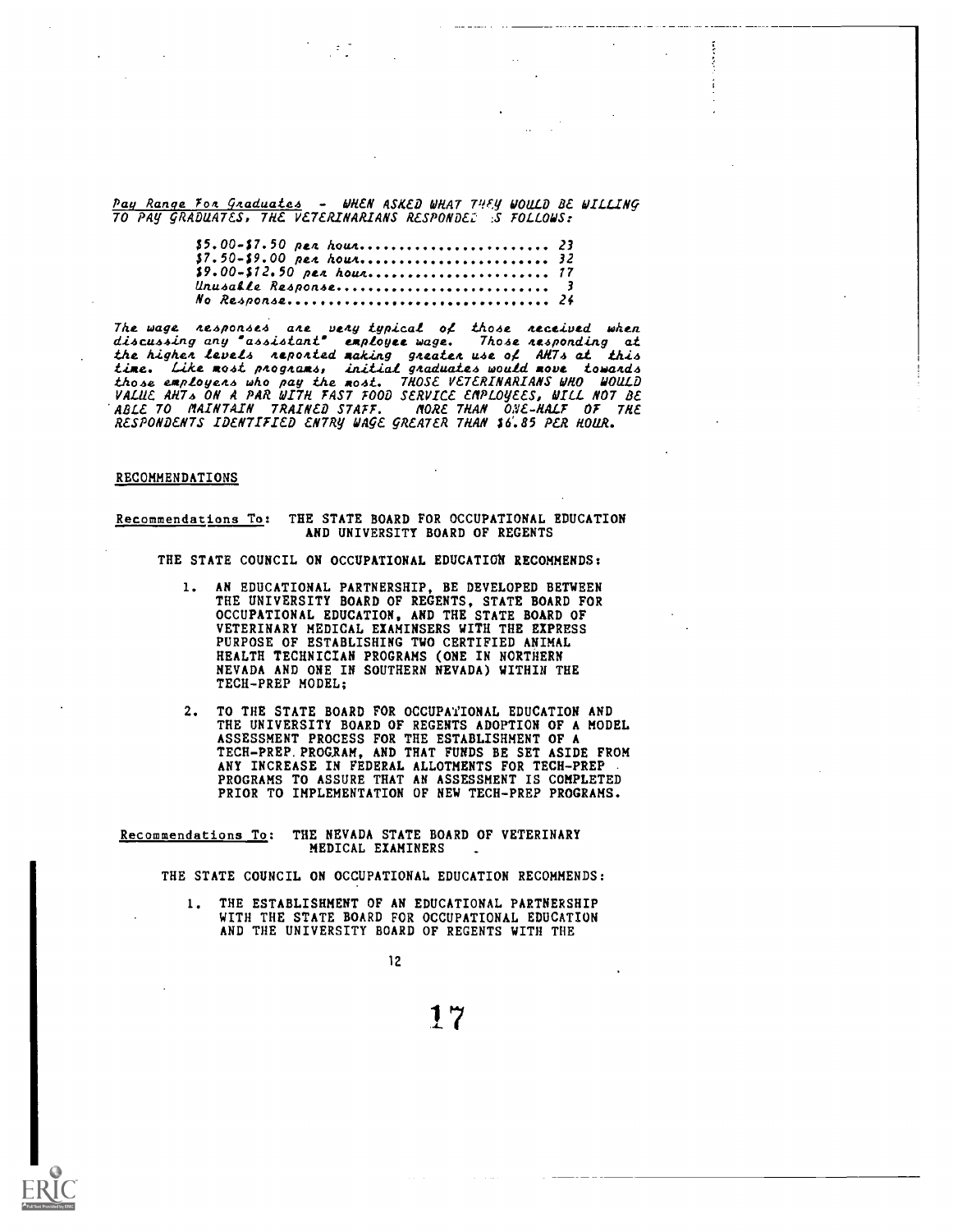*Pay Range For Graduates* - WHEN ASKED WHAT THEY WOULD BE WILLING TO PAY GRADUATES, THE VETERINARIANS RESPONDED AS FOLLOWS:

| | |
|---|---|
| $5.00-$7.50 per hour | 23 |
| $7.50-$9.00 per hour | 32 |
| $9.00-$12.50 per hour | 17 |
| Unusable Response | 3 |
| No Response | 24 |

*The wage responses are very typical of those received when discussing any "assistant" employee wage. Those responding at the higher levels reported making greater use of AHTs at this time. Like most programs, initial graduates would move towards those employers who pay the most.* THOSE VETERINARIANS WHO WOULD VALUE AHTs ON A PAR WITH FAST FOOD SERVICE EMPLOYEES, WILL NOT BE ABLE TO MAINTAIN TRAINED STAFF. MORE THAN ONE-HALF OF THE RESPONDENTS IDENTIFIED ENTRY WAGE GREATER THAN $6.85 PER HOUR.

## RECOMMENDATIONS

Recommendations To: THE STATE BOARD FOR OCCUPATIONAL EDUCATION AND UNIVERSITY BOARD OF REGENTS

THE STATE COUNCIL ON OCCUPATIONAL EDUCATION RECOMMENDS:

1. AN EDUCATIONAL PARTNERSHIP, BE DEVELOPED BETWEEN THE UNIVERSITY BOARD OF REGENTS, STATE BOARD FOR OCCUPATIONAL EDUCATION, AND THE STATE BOARD OF VETERINARY MEDICAL EXAMINSERS WITH THE EXPRESS PURPOSE OF ESTABLISHING TWO CERTIFIED ANIMAL HEALTH TECHNICIAN PROGRAMS (ONE IN NORTHERN NEVADA AND ONE IN SOUTHERN NEVADA) WITHIN THE TECH-PREP MODEL;

2. TO THE STATE BOARD FOR OCCUPATIONAL EDUCATION AND THE UNIVERSITY BOARD OF REGENTS ADOPTION OF A MODEL ASSESSMENT PROCESS FOR THE ESTABLISHMENT OF A TECH-PREP PROGRAM, AND THAT FUNDS BE SET ASIDE FROM ANY INCREASE IN FEDERAL ALLOTMENTS FOR TECH-PREP PROGRAMS TO ASSURE THAT AN ASSESSMENT IS COMPLETED PRIOR TO IMPLEMENTATION OF NEW TECH-PREP PROGRAMS.

Recommendations To: THE NEVADA STATE BOARD OF VETERINARY MEDICAL EXAMINERS

THE STATE COUNCIL ON OCCUPATIONAL EDUCATION RECOMMENDS:

1. THE ESTABLISHMENT OF AN EDUCATIONAL PARTNERSHIP WITH THE STATE BOARD FOR OCCUPATIONAL EDUCATION AND THE UNIVERSITY BOARD OF REGENTS WITH THE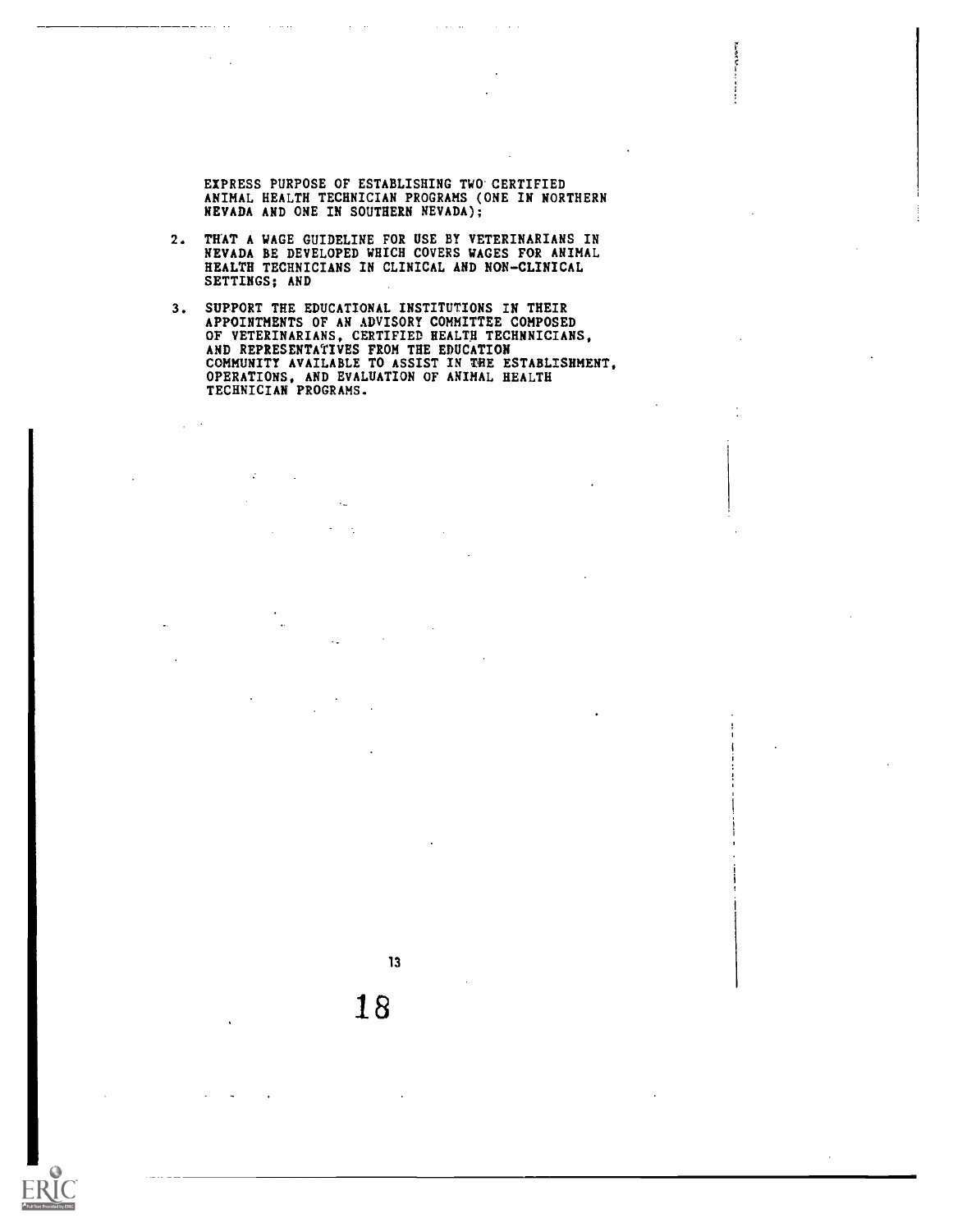EXPRESS PURPOSE OF ESTABLISHING TWO CERTIFIED ANIMAL HEALTH TECHNICIAN PROGRAMS (ONE IN NORTHERN NEVADA AND ONE IN SOUTHERN NEVADA);

2. THAT A WAGE GUIDELINE FOR USE BY VETERINARIANS IN NEVADA BE DEVELOPED WHICH COVERS WAGES FOR ANIMAL HEALTH TECHNICIANS IN CLINICAL AND NON-CLINICAL SETTINGS; AND

3. SUPPORT THE EDUCATIONAL INSTITUTIONS IN THEIR APPOINTMENTS OF AN ADVISORY COMMITTEE COMPOSED OF VETERINARIANS, CERTIFIED HEALTH TECHNNICIANS, AND REPRESENTATIVES FROM THE EDUCATION COMMUNITY AVAILABLE TO ASSIST IN THE ESTABLISHMENT, OPERATIONS, AND EVALUATION OF ANIMAL HEALTH TECHNICIAN PROGRAMS.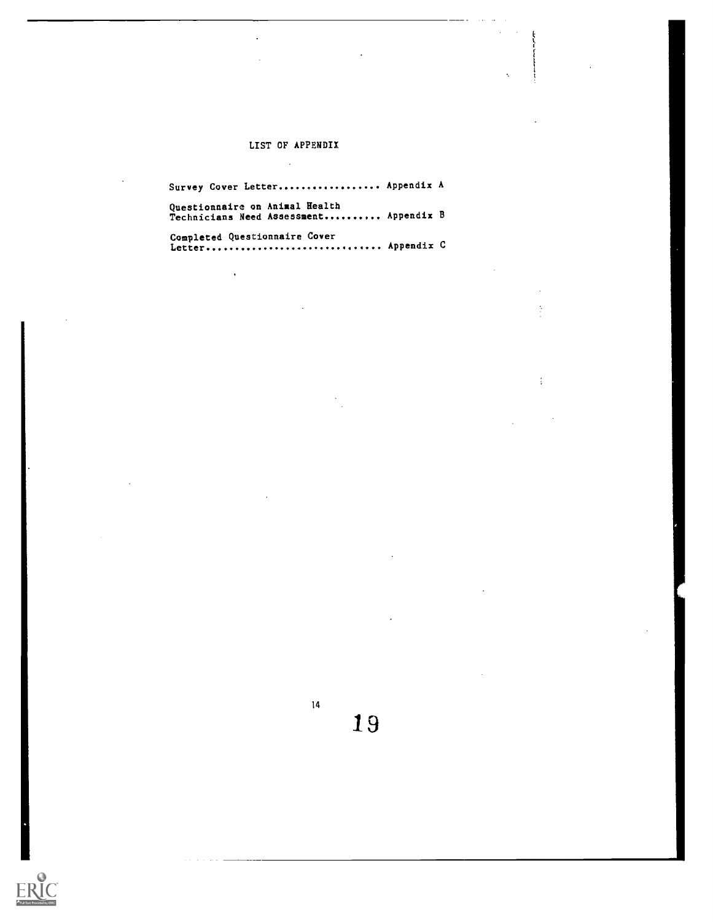## LIST OF APPENDIX

Survey Cover Letter.................. Appendix A

Questionnaire on Animal Health Technicians Need Assessment.......... Appendix B

Completed Questionnaire Cover Letter.............................. Appendix C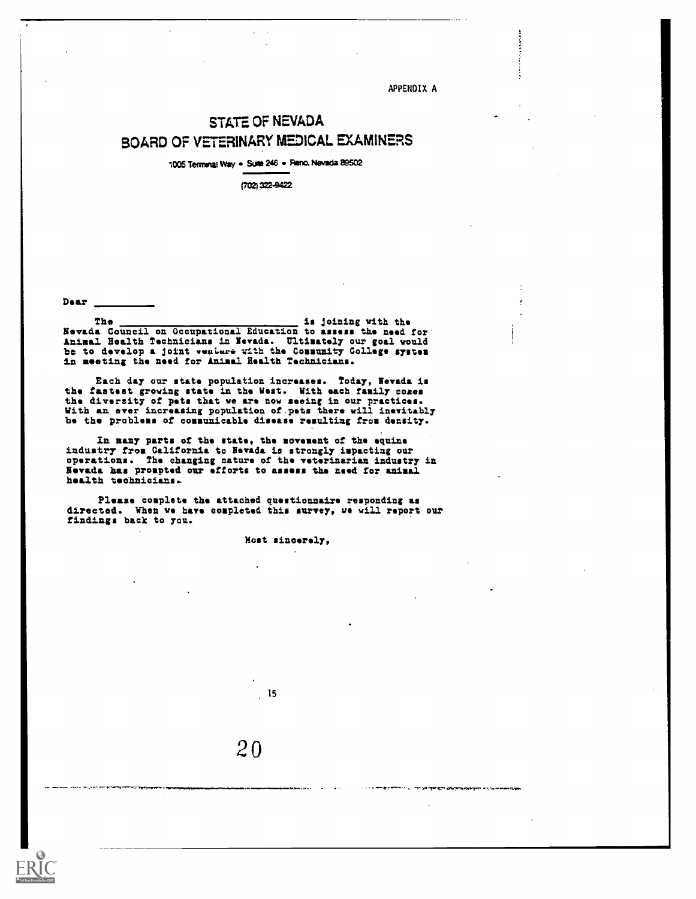APPENDIX A

# STATE OF NEVADA
## BOARD OF VETERINARY MEDICAL EXAMINERS

1005 Terminal Way • Suite 246 • Reno, Nevada 89502

(702) 322-9422

Dear __________

The ____________________________ is joining with the Nevada Council on Occupational Education to assess the need for Animal Health Technicians in Nevada. Ultimately our goal would be to develop a joint venture with the Community College system in meeting the need for Animal Health Technicians.

Each day our state population increases. Today, Nevada is the fastest growing state in the West. With each family comes the diversity of pets that we are now seeing in our practices. With an ever increasing population of pets there will inevitably be the problems of communicable disease resulting from density.

In many parts of the state, the movement of the equine industry from California to Nevada is strongly impacting our operations. The changing nature of the veterinarian industry in Nevada has prompted our efforts to assess the need for animal health technicians.

Please complete the attached questionnaire responding as directed. When we have completed this survey, we will report our findings back to you.

Most sincerely,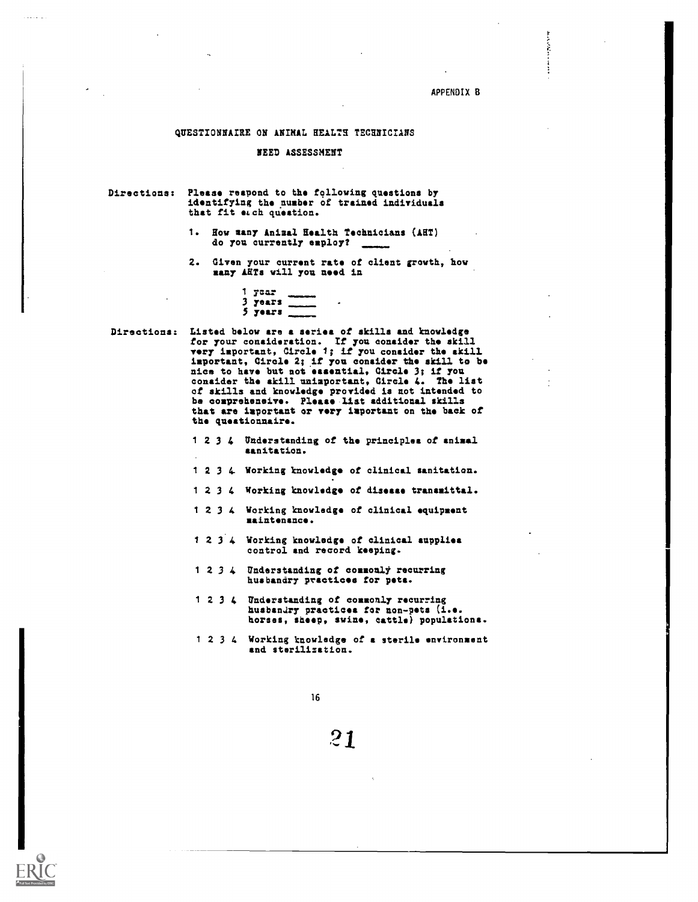APPENDIX B

# QUESTIONNAIRE ON ANIMAL HEALTH TECHNICIANS

## NEED ASSESSMENT

Directions: Please respond to the following questions by identifying the number of trained individuals that fit each question.

1. How many Animal Health Technicians (AHT) do you currently employ? _____

2. Given your current rate of client growth, how many AHTs will you need in

   1 year _____
   3 years _____
   5 years _____

Directions: Listed below are a series of skills and knowledge for your consideration. If you consider the skill very important, Circle 1; if you consider the skill important, Circle 2; if you consider the skill to be nice to have but not essential, Circle 3; if you consider the skill unimportant, Circle 4. The list of skills and knowledge provided is not intended to be comprehensive. Please list additional skills that are important or very important on the back of the questionnaire.

1 2 3 4 Understanding of the principles of animal sanitation.

1 2 3 4 Working knowledge of clinical sanitation.

1 2 3 4 Working knowledge of disease transmittal.

1 2 3 4 Working knowledge of clinical equipment maintenance.

1 2 3 4 Working knowledge of clinical supplies control and record keeping.

1 2 3 4 Understanding of commonly recurring husbandry practices for pets.

1 2 3 4 Understanding of commonly recurring husbandry practices for non-pets (i.e. horses, sheep, swine, cattle) populations.

1 2 3 4 Working knowledge of a sterile environment and sterilization.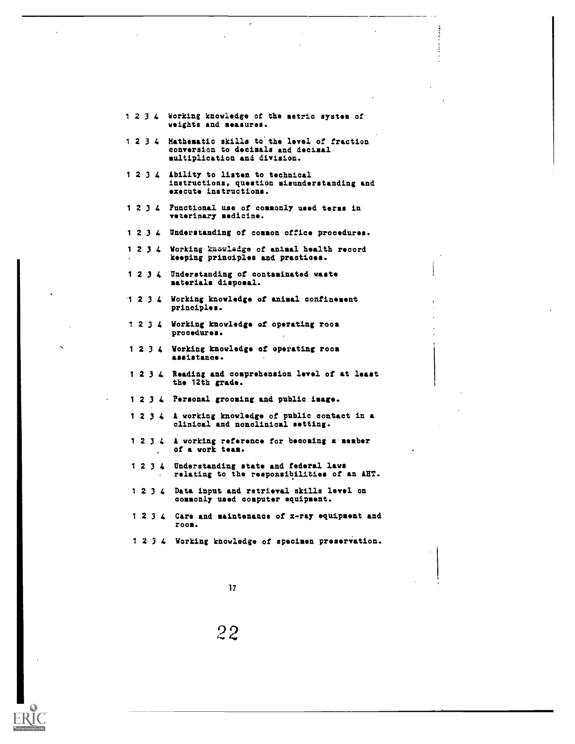1 2 3 4 Working knowledge of the metric system of weights and measures.

1 2 3 4 Mathematic skills to the level of fraction conversion to decimals and decimal multiplication and division.

1 2 3 4 Ability to listen to technical instructions, question misunderstanding and execute instructions.

1 2 3 4 Functional use of commonly used terms in veterinary medicine.

1 2 3 4 Understanding of common office procedures.

1 2 3 4 Working knowledge of animal health record keeping principles and practices.

1 2 3 4 Understanding of contaminated waste materials disposal.

1 2 3 4 Working knowledge of animal confinement principles.

1 2 3 4 Working knowledge of operating room procedures.

1 2 3 4 Working knowledge of operating room assistance.

1 2 3 4 Reading and comprehension level of at least the 12th grade.

1 2 3 4 Personal grooming and public image.

1 2 3 4 A working knowledge of public contact in a clinical and nonclinical setting.

1 2 3 4 A working reference for becoming a member of a work team.

1 2 3 4 Understanding state and federal laws relating to the responsibilities of an AHT.

1 2 3 4 Data input and retrieval skills level on commonly used computer equipment.

1 2 3 4 Care and maintenance of x-ray equipment and room.

1 2 3 4 Working knowledge of specimen preservation.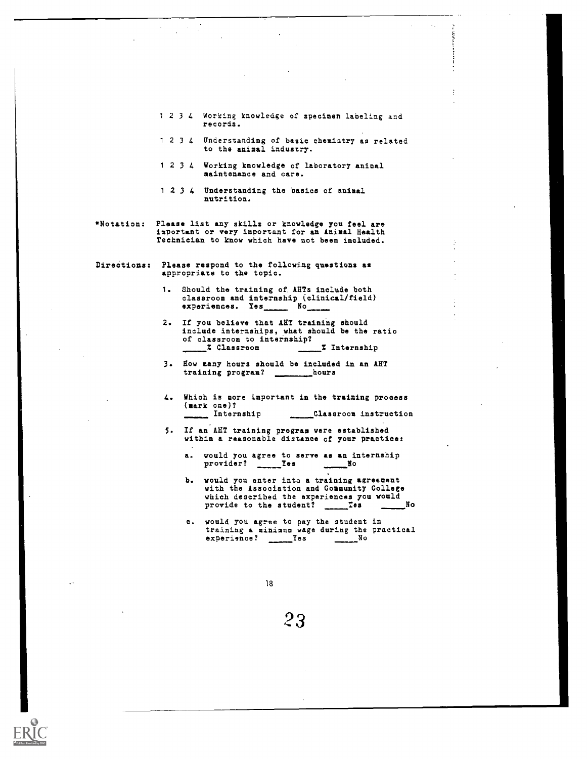1 2 3 4 Working knowledge of specimen labeling and records.

1 2 3 4 Understanding of basic chemistry as related to the animal industry.

1 2 3 4 Working knowledge of laboratory animal maintenance and care.

1 2 3 4 Understanding the basics of animal nutrition.

*Notation: Please list any skills or knowledge you feel are important or very important for an Animal Health Technician to know which have not been included.

Directions: Please respond to the following questions as appropriate to the topic.

1. Should the training of AHTs include both classroom and internship (clinical/field) experiences. Yes_____ No_____

2. If you believe that AHT training should include internships, what should be the ratio of classroom to internship?
   _____% Classroom _____% Internship

3. How many hours should be included in an AHT training program? _______hours

4. Which is more important in the training process (mark one)?
   _____ Internship _____Classroom instruction

5. If an AHT training program were established within a reasonable distance of your practice:

   a. would you agree to serve as an internship provider? _____Yes _____No

   b. would you enter into a training agreement with the Association and Community College which described the experiences you would provide to the student? _____Yes _____No

   c. would you agree to pay the student in training a minimum wage during the practical experience? _____Yes _____No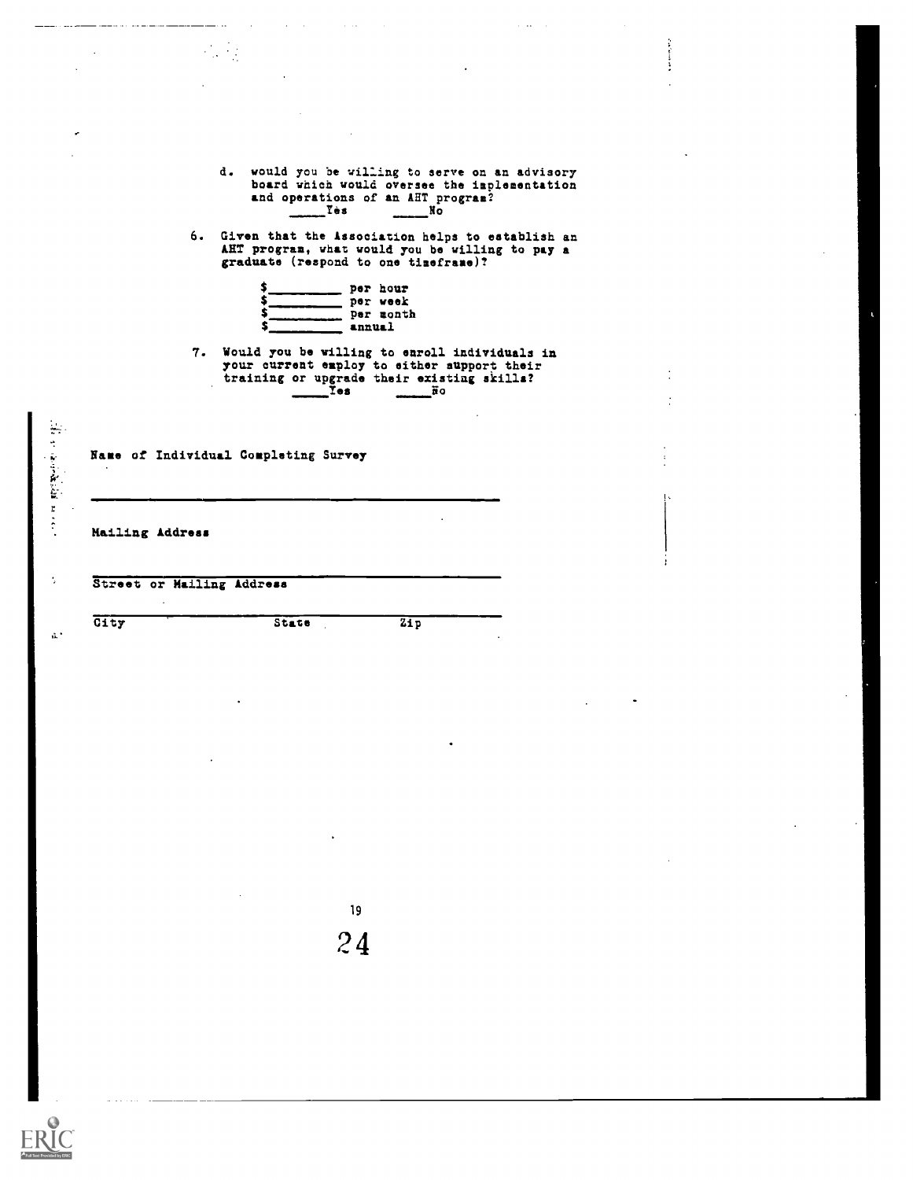d. would you be willing to serve on an advisory board which would oversee the implementation and operations of an AHT program?
   ____Yes ____No

6. Given that the Association helps to establish an AHT program, what would you be willing to pay a graduate (respond to one timeframe)?

   $__________ per hour
   $__________ per week
   $__________ per month
   $__________ annual

7. Would you be willing to enroll individuals in your current employ to either support their training or upgrade their existing skills?
   ____Yes ____No

Name of Individual Completing Survey

______________________________________________

Mailing Address

______________________________________________

Street or Mailing Address

______________________________________________

City State Zip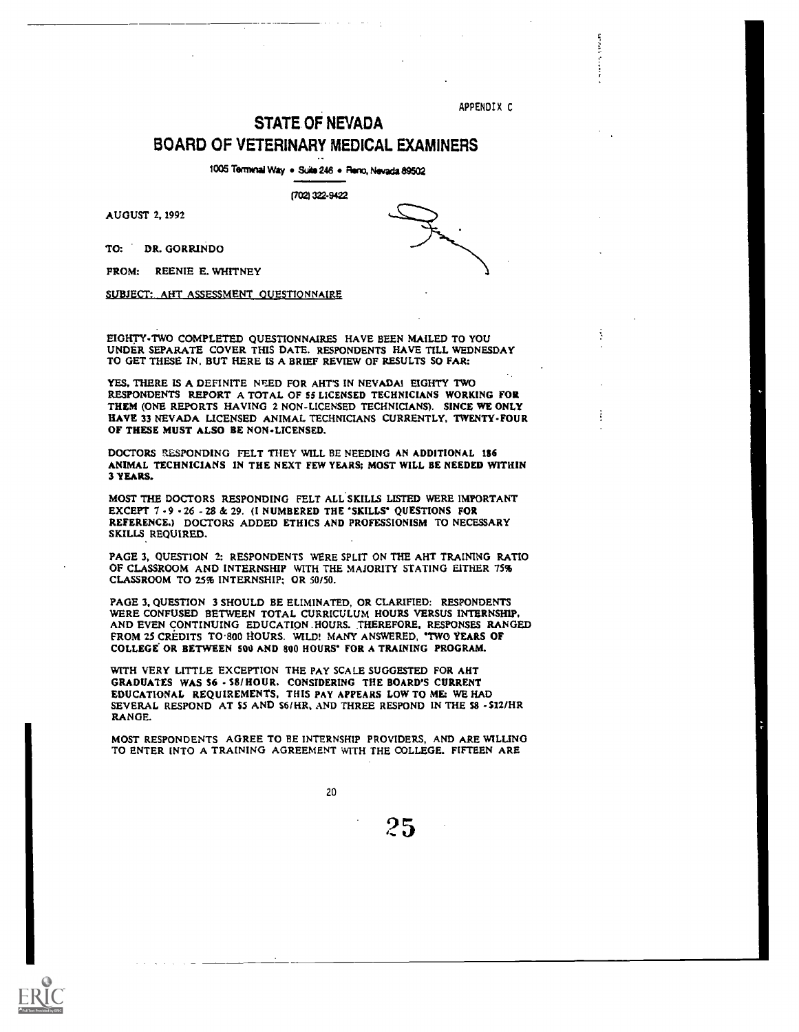APPENDIX C

# STATE OF NEVADA
## BOARD OF VETERINARY MEDICAL EXAMINERS

1005 Terminal Way • Suite 246 • Reno, Nevada 89502

(702) 322-9422

AUGUST 2, 1992

TO: DR. GORRINDO

FROM: REENIE E. WHITNEY

SUBJECT: AHT ASSESSMENT QUESTIONNAIRE

EIGHTY-TWO COMPLETED QUESTIONNAIRES HAVE BEEN MAILED TO YOU UNDER SEPARATE COVER THIS DATE. RESPONDENTS HAVE TILL WEDNESDAY TO GET THESE IN, BUT HERE IS A BRIEF REVIEW OF RESULTS SO FAR:

YES, THERE IS A DEFINITE NEED FOR AHT'S IN NEVADA! EIGHTY TWO RESPONDENTS REPORT A TOTAL OF 55 LICENSED TECHNICIANS WORKING FOR THEM (ONE REPORTS HAVING 2 NON-LICENSED TECHNICIANS). SINCE WE ONLY HAVE 33 NEVADA LICENSED ANIMAL TECHNICIANS CURRENTLY, TWENTY-FOUR OF THESE MUST ALSO BE NON-LICENSED.

DOCTORS RESPONDING FELT THEY WILL BE NEEDING AN ADDITIONAL 186 ANIMAL TECHNICIANS IN THE NEXT FEW YEARS; MOST WILL BE NEEDED WITHIN 3 YEARS.

MOST THE DOCTORS RESPONDING FELT ALL SKILLS LISTED WERE IMPORTANT EXCEPT 7 - 9 - 26 - 28 & 29. (I NUMBERED THE "SKILLS" QUESTIONS FOR REFERENCE.) DOCTORS ADDED ETHICS AND PROFESSIONISM TO NECESSARY SKILLS REQUIRED.

PAGE 3, QUESTION 2: RESPONDENTS WERE SPLIT ON THE AHT TRAINING RATIO OF CLASSROOM AND INTERNSHIP WITH THE MAJORITY STATING EITHER 75% CLASSROOM TO 25% INTERNSHIP; OR 50/50.

PAGE 3, QUESTION 3 SHOULD BE ELIMINATED, OR CLARIFIED: RESPONDENTS WERE CONFUSED BETWEEN TOTAL CURRICULUM HOURS VERSUS INTERNSHIP, AND EVEN CONTINUING EDUCATION HOURS. THEREFORE, RESPONSES RANGED FROM 25 CREDITS TO 800 HOURS. WILD! MANY ANSWERED, "TWO YEARS OF COLLEGE OR BETWEEN 500 AND 800 HOURS" FOR A TRAINING PROGRAM.

WITH VERY LITTLE EXCEPTION THE PAY SCALE SUGGESTED FOR AHT GRADUATES WAS $6 - $8/HOUR. CONSIDERING THE BOARD'S CURRENT EDUCATIONAL REQUIREMENTS, THIS PAY APPEARS LOW TO ME: WE HAD SEVERAL RESPOND AT $5 AND $6/HR, AND THREE RESPOND IN THE $8 - $12/HR RANGE.

MOST RESPONDENTS AGREE TO BE INTERNSHIP PROVIDERS, AND ARE WILLING TO ENTER INTO A TRAINING AGREEMENT WITH THE COLLEGE. FIFTEEN ARE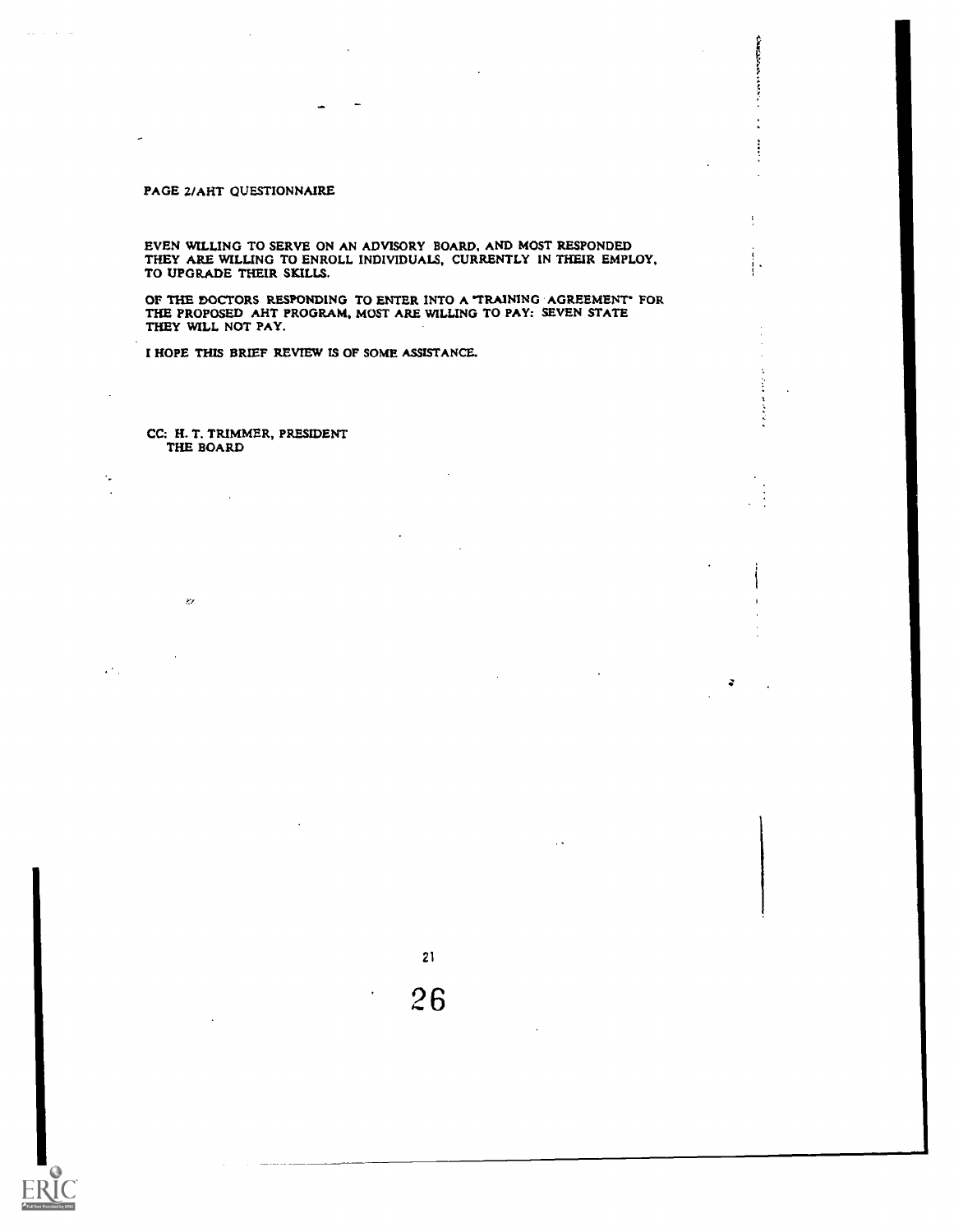PAGE 2/AHT QUESTIONNAIRE

EVEN WILLING TO SERVE ON AN ADVISORY BOARD, AND MOST RESPONDED THEY ARE WILLING TO ENROLL INDIVIDUALS, CURRENTLY IN THEIR EMPLOY, TO UPGRADE THEIR SKILLS.

OF THE DOCTORS RESPONDING TO ENTER INTO A "TRAINING AGREEMENT" FOR THE PROPOSED AHT PROGRAM, MOST ARE WILLING TO PAY: SEVEN STATE THEY WILL NOT PAY.

I HOPE THIS BRIEF REVIEW IS OF SOME ASSISTANCE.

CC: H. T. TRIMMER, PRESIDENT
THE BOARD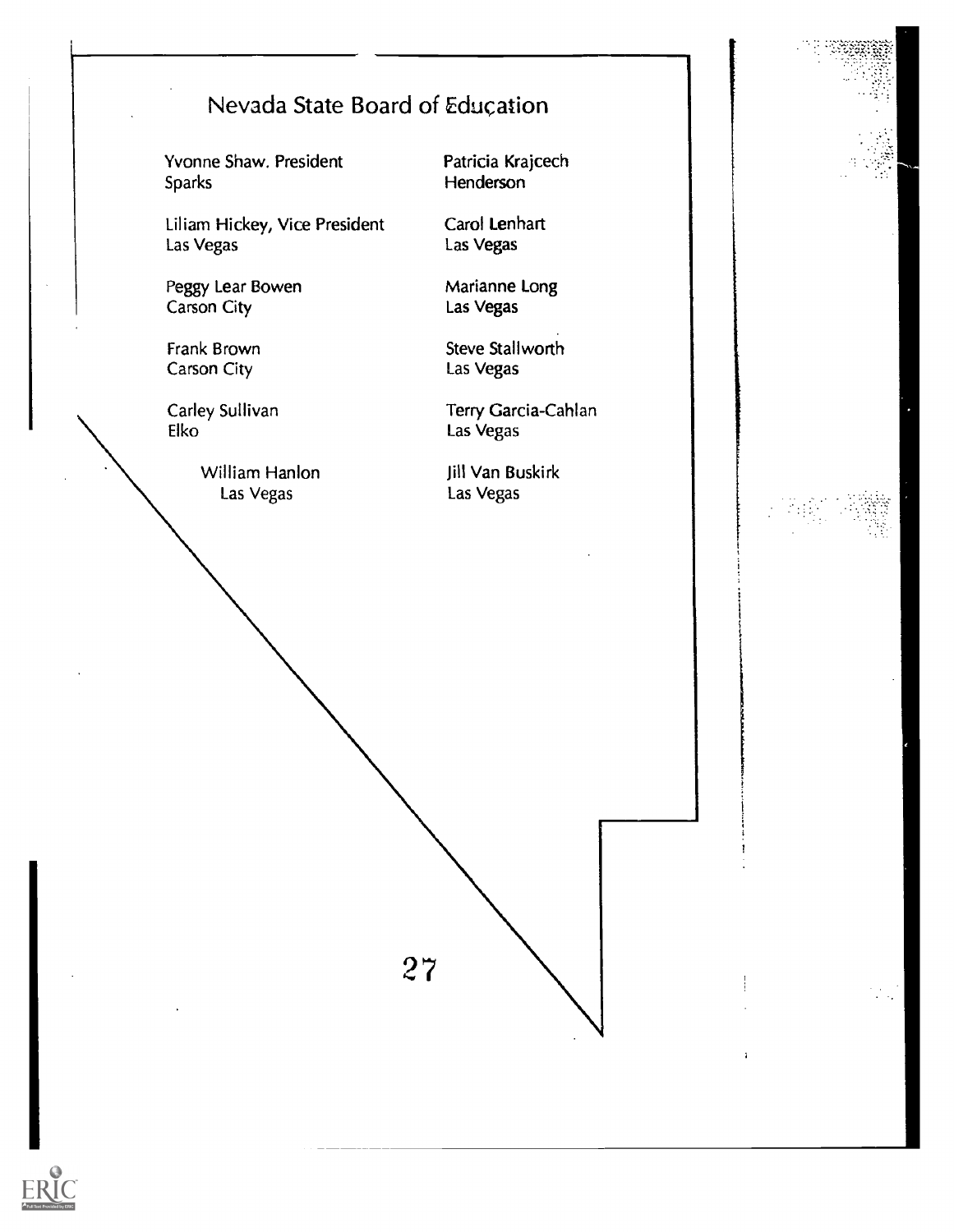## Nevada State Board of Education

Yvonne Shaw. President
Sparks

Liliam Hickey, Vice President
Las Vegas

Peggy Lear Bowen
Carson City

Frank Brown
Carson City

Carley Sullivan
Elko

William Hanlon
Las Vegas

Patricia Krajcech
Henderson

Carol Lenhart
Las Vegas

Marianne Long
Las Vegas

Steve Stallworth
Las Vegas

Terry Garcia-Cahlan
Las Vegas

Jill Van Buskirk
Las Vegas